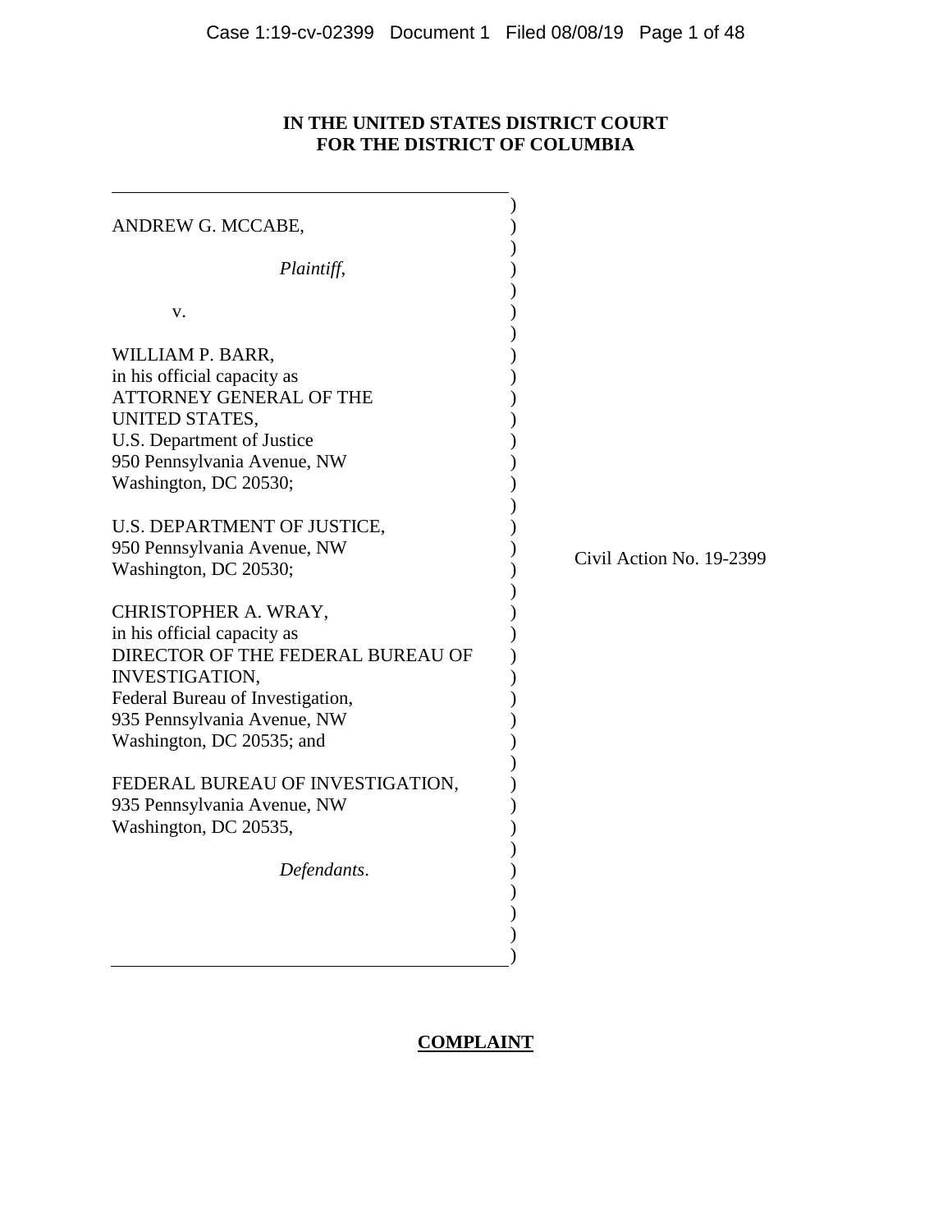**IN THE UNITED STATES DISTRICT COURT**
**FOR THE DISTRICT OF COLUMBIA**

ANDREW G. MCCABE,

*Plaintiff*,

v.

WILLIAM P. BARR,
in his official capacity as
ATTORNEY GENERAL OF THE
UNITED STATES,
U.S. Department of Justice
950 Pennsylvania Avenue, NW
Washington, DC 20530;

U.S. DEPARTMENT OF JUSTICE,
950 Pennsylvania Avenue, NW
Washington, DC 20530;

CHRISTOPHER A. WRAY,
in his official capacity as
DIRECTOR OF THE FEDERAL BUREAU OF
INVESTIGATION,
Federal Bureau of Investigation,
935 Pennsylvania Avenue, NW
Washington, DC 20535; and

FEDERAL BUREAU OF INVESTIGATION,
935 Pennsylvania Avenue, NW
Washington, DC 20535,

*Defendants*.

Civil Action No. 19-2399

**COMPLAINT**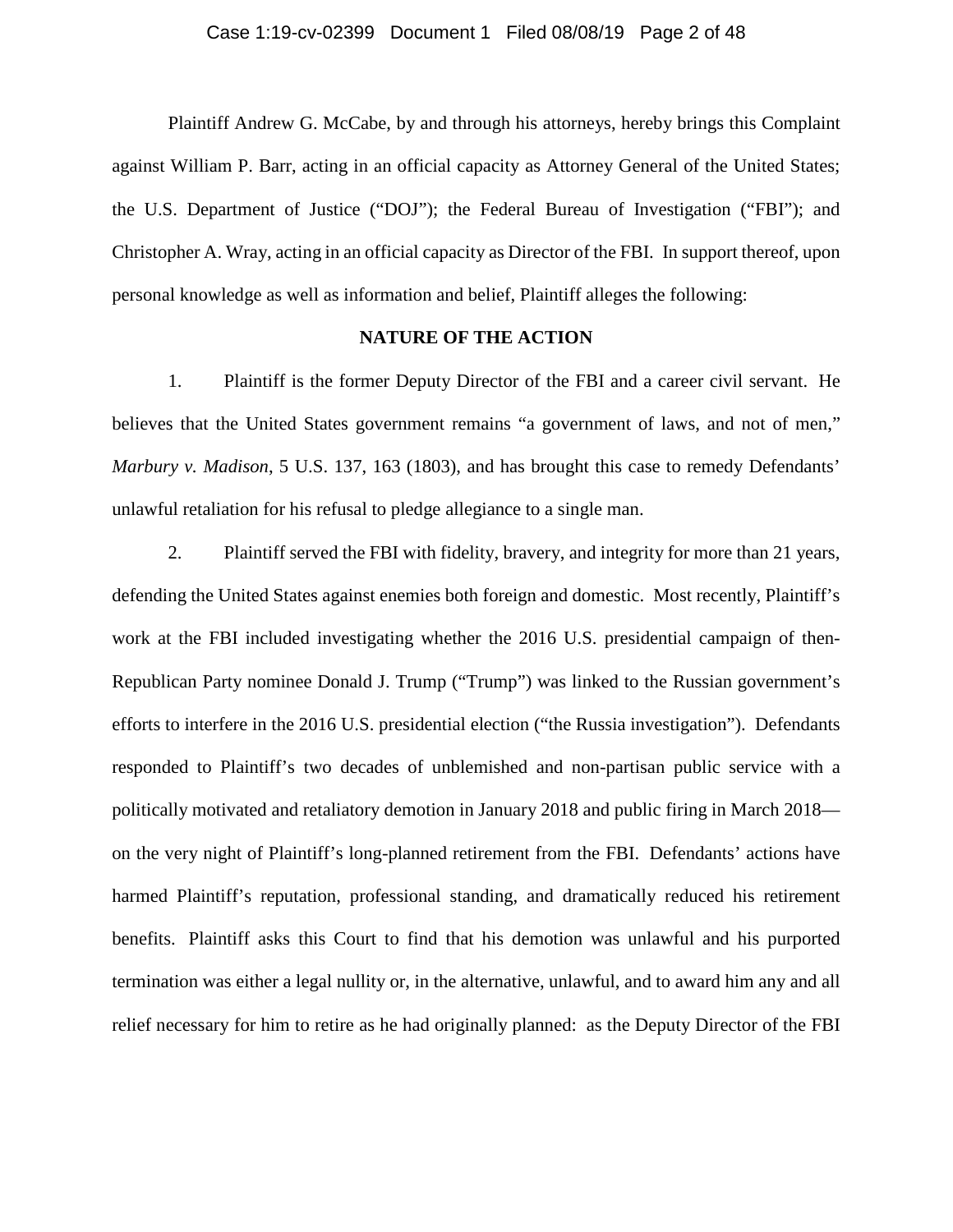Plaintiff Andrew G. McCabe, by and through his attorneys, hereby brings this Complaint against William P. Barr, acting in an official capacity as Attorney General of the United States; the U.S. Department of Justice ("DOJ"); the Federal Bureau of Investigation ("FBI"); and Christopher A. Wray, acting in an official capacity as Director of the FBI. In support thereof, upon personal knowledge as well as information and belief, Plaintiff alleges the following:

## NATURE OF THE ACTION

1. Plaintiff is the former Deputy Director of the FBI and a career civil servant. He believes that the United States government remains "a government of laws, and not of men," *Marbury v. Madison*, 5 U.S. 137, 163 (1803), and has brought this case to remedy Defendants' unlawful retaliation for his refusal to pledge allegiance to a single man.

2. Plaintiff served the FBI with fidelity, bravery, and integrity for more than 21 years, defending the United States against enemies both foreign and domestic. Most recently, Plaintiff's work at the FBI included investigating whether the 2016 U.S. presidential campaign of then-Republican Party nominee Donald J. Trump ("Trump") was linked to the Russian government's efforts to interfere in the 2016 U.S. presidential election ("the Russia investigation"). Defendants responded to Plaintiff's two decades of unblemished and non-partisan public service with a politically motivated and retaliatory demotion in January 2018 and public firing in March 2018—on the very night of Plaintiff's long-planned retirement from the FBI. Defendants' actions have harmed Plaintiff's reputation, professional standing, and dramatically reduced his retirement benefits. Plaintiff asks this Court to find that his demotion was unlawful and his purported termination was either a legal nullity or, in the alternative, unlawful, and to award him any and all relief necessary for him to retire as he had originally planned: as the Deputy Director of the FBI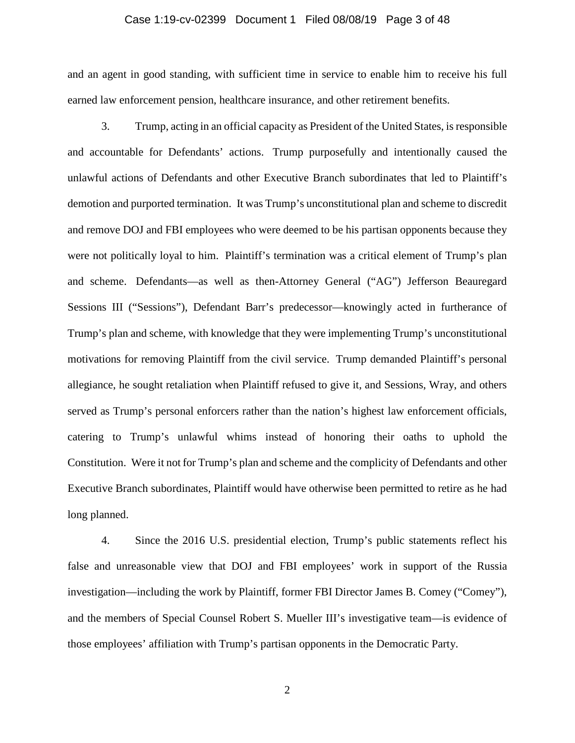and an agent in good standing, with sufficient time in service to enable him to receive his full earned law enforcement pension, healthcare insurance, and other retirement benefits.

3. Trump, acting in an official capacity as President of the United States, is responsible and accountable for Defendants' actions. Trump purposefully and intentionally caused the unlawful actions of Defendants and other Executive Branch subordinates that led to Plaintiff's demotion and purported termination. It was Trump's unconstitutional plan and scheme to discredit and remove DOJ and FBI employees who were deemed to be his partisan opponents because they were not politically loyal to him. Plaintiff's termination was a critical element of Trump's plan and scheme. Defendants—as well as then-Attorney General ("AG") Jefferson Beauregard Sessions III ("Sessions"), Defendant Barr's predecessor—knowingly acted in furtherance of Trump's plan and scheme, with knowledge that they were implementing Trump's unconstitutional motivations for removing Plaintiff from the civil service. Trump demanded Plaintiff's personal allegiance, he sought retaliation when Plaintiff refused to give it, and Sessions, Wray, and others served as Trump's personal enforcers rather than the nation's highest law enforcement officials, catering to Trump's unlawful whims instead of honoring their oaths to uphold the Constitution. Were it not for Trump's plan and scheme and the complicity of Defendants and other Executive Branch subordinates, Plaintiff would have otherwise been permitted to retire as he had long planned.

4. Since the 2016 U.S. presidential election, Trump's public statements reflect his false and unreasonable view that DOJ and FBI employees' work in support of the Russia investigation—including the work by Plaintiff, former FBI Director James B. Comey ("Comey"), and the members of Special Counsel Robert S. Mueller III's investigative team—is evidence of those employees' affiliation with Trump's partisan opponents in the Democratic Party.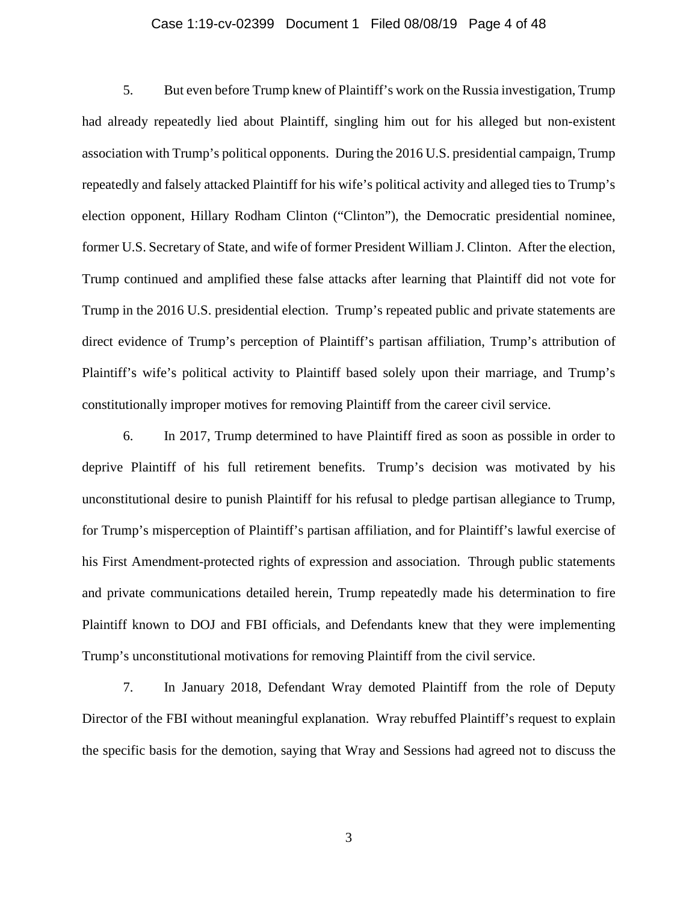5. But even before Trump knew of Plaintiff's work on the Russia investigation, Trump had already repeatedly lied about Plaintiff, singling him out for his alleged but non-existent association with Trump's political opponents. During the 2016 U.S. presidential campaign, Trump repeatedly and falsely attacked Plaintiff for his wife's political activity and alleged ties to Trump's election opponent, Hillary Rodham Clinton ("Clinton"), the Democratic presidential nominee, former U.S. Secretary of State, and wife of former President William J. Clinton. After the election, Trump continued and amplified these false attacks after learning that Plaintiff did not vote for Trump in the 2016 U.S. presidential election. Trump's repeated public and private statements are direct evidence of Trump's perception of Plaintiff's partisan affiliation, Trump's attribution of Plaintiff's wife's political activity to Plaintiff based solely upon their marriage, and Trump's constitutionally improper motives for removing Plaintiff from the career civil service.

6. In 2017, Trump determined to have Plaintiff fired as soon as possible in order to deprive Plaintiff of his full retirement benefits. Trump's decision was motivated by his unconstitutional desire to punish Plaintiff for his refusal to pledge partisan allegiance to Trump, for Trump's misperception of Plaintiff's partisan affiliation, and for Plaintiff's lawful exercise of his First Amendment-protected rights of expression and association. Through public statements and private communications detailed herein, Trump repeatedly made his determination to fire Plaintiff known to DOJ and FBI officials, and Defendants knew that they were implementing Trump's unconstitutional motivations for removing Plaintiff from the civil service.

7. In January 2018, Defendant Wray demoted Plaintiff from the role of Deputy Director of the FBI without meaningful explanation. Wray rebuffed Plaintiff's request to explain the specific basis for the demotion, saying that Wray and Sessions had agreed not to discuss the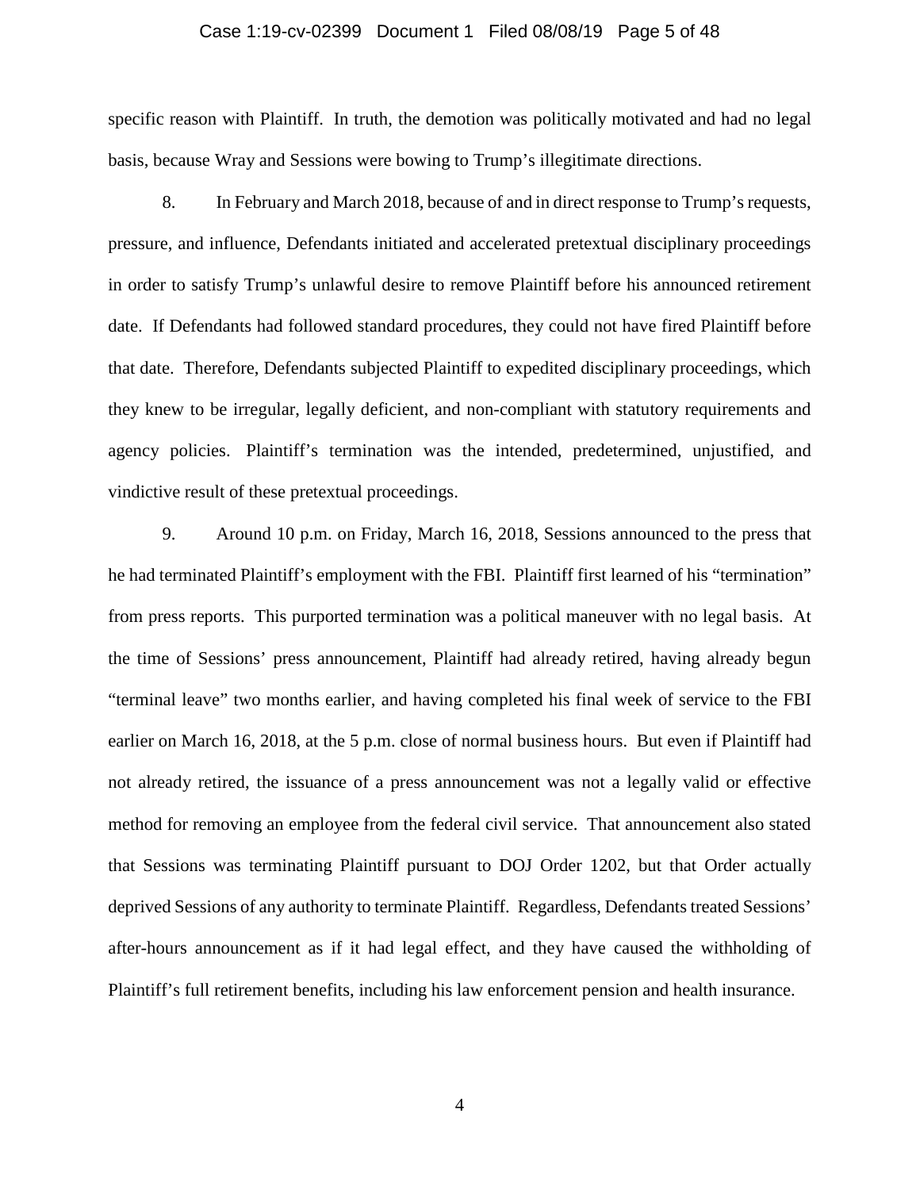specific reason with Plaintiff. In truth, the demotion was politically motivated and had no legal basis, because Wray and Sessions were bowing to Trump's illegitimate directions.

8. In February and March 2018, because of and in direct response to Trump's requests, pressure, and influence, Defendants initiated and accelerated pretextual disciplinary proceedings in order to satisfy Trump's unlawful desire to remove Plaintiff before his announced retirement date. If Defendants had followed standard procedures, they could not have fired Plaintiff before that date. Therefore, Defendants subjected Plaintiff to expedited disciplinary proceedings, which they knew to be irregular, legally deficient, and non-compliant with statutory requirements and agency policies. Plaintiff's termination was the intended, predetermined, unjustified, and vindictive result of these pretextual proceedings.

9. Around 10 p.m. on Friday, March 16, 2018, Sessions announced to the press that he had terminated Plaintiff's employment with the FBI. Plaintiff first learned of his "termination" from press reports. This purported termination was a political maneuver with no legal basis. At the time of Sessions' press announcement, Plaintiff had already retired, having already begun "terminal leave" two months earlier, and having completed his final week of service to the FBI earlier on March 16, 2018, at the 5 p.m. close of normal business hours. But even if Plaintiff had not already retired, the issuance of a press announcement was not a legally valid or effective method for removing an employee from the federal civil service. That announcement also stated that Sessions was terminating Plaintiff pursuant to DOJ Order 1202, but that Order actually deprived Sessions of any authority to terminate Plaintiff. Regardless, Defendants treated Sessions' after-hours announcement as if it had legal effect, and they have caused the withholding of Plaintiff's full retirement benefits, including his law enforcement pension and health insurance.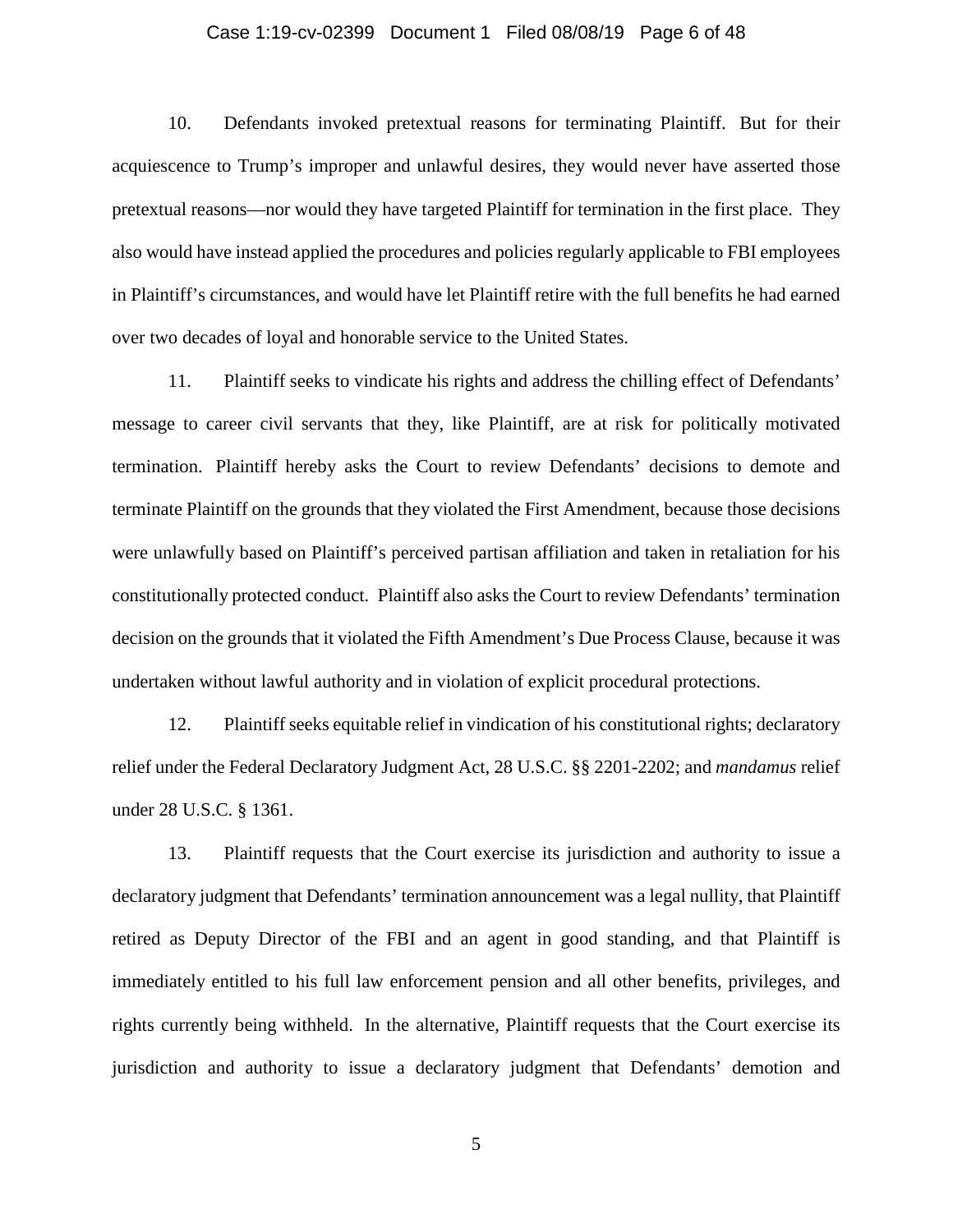10. Defendants invoked pretextual reasons for terminating Plaintiff. But for their acquiescence to Trump's improper and unlawful desires, they would never have asserted those pretextual reasons—nor would they have targeted Plaintiff for termination in the first place. They also would have instead applied the procedures and policies regularly applicable to FBI employees in Plaintiff's circumstances, and would have let Plaintiff retire with the full benefits he had earned over two decades of loyal and honorable service to the United States.

11. Plaintiff seeks to vindicate his rights and address the chilling effect of Defendants' message to career civil servants that they, like Plaintiff, are at risk for politically motivated termination. Plaintiff hereby asks the Court to review Defendants' decisions to demote and terminate Plaintiff on the grounds that they violated the First Amendment, because those decisions were unlawfully based on Plaintiff's perceived partisan affiliation and taken in retaliation for his constitutionally protected conduct. Plaintiff also asks the Court to review Defendants' termination decision on the grounds that it violated the Fifth Amendment's Due Process Clause, because it was undertaken without lawful authority and in violation of explicit procedural protections.

12. Plaintiff seeks equitable relief in vindication of his constitutional rights; declaratory relief under the Federal Declaratory Judgment Act, 28 U.S.C. §§ 2201-2202; and *mandamus* relief under 28 U.S.C. § 1361.

13. Plaintiff requests that the Court exercise its jurisdiction and authority to issue a declaratory judgment that Defendants' termination announcement was a legal nullity, that Plaintiff retired as Deputy Director of the FBI and an agent in good standing, and that Plaintiff is immediately entitled to his full law enforcement pension and all other benefits, privileges, and rights currently being withheld. In the alternative, Plaintiff requests that the Court exercise its jurisdiction and authority to issue a declaratory judgment that Defendants' demotion and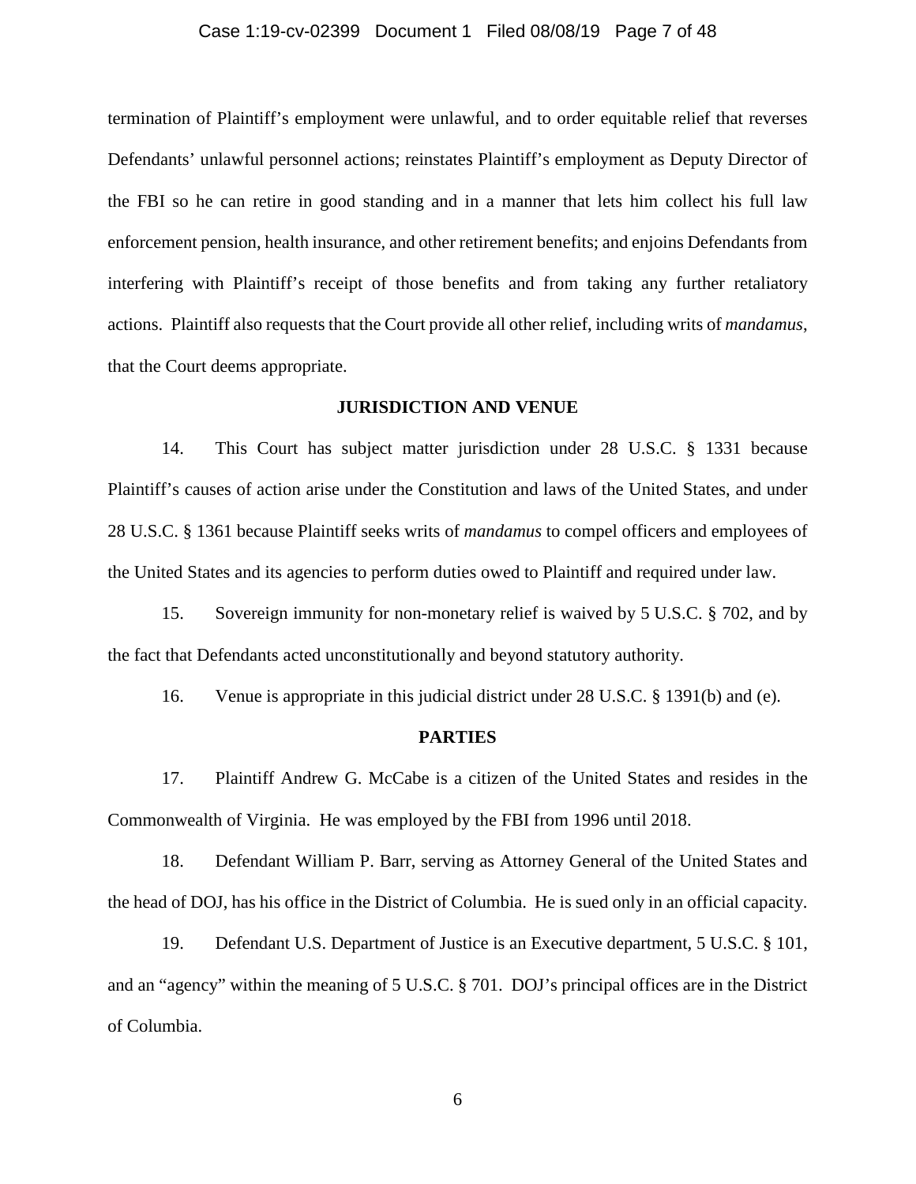termination of Plaintiff's employment were unlawful, and to order equitable relief that reverses Defendants' unlawful personnel actions; reinstates Plaintiff's employment as Deputy Director of the FBI so he can retire in good standing and in a manner that lets him collect his full law enforcement pension, health insurance, and other retirement benefits; and enjoins Defendants from interfering with Plaintiff's receipt of those benefits and from taking any further retaliatory actions. Plaintiff also requests that the Court provide all other relief, including writs of *mandamus*, that the Court deems appropriate.

## JURISDICTION AND VENUE

14. This Court has subject matter jurisdiction under 28 U.S.C. § 1331 because Plaintiff's causes of action arise under the Constitution and laws of the United States, and under 28 U.S.C. § 1361 because Plaintiff seeks writs of *mandamus* to compel officers and employees of the United States and its agencies to perform duties owed to Plaintiff and required under law.

15. Sovereign immunity for non-monetary relief is waived by 5 U.S.C. § 702, and by the fact that Defendants acted unconstitutionally and beyond statutory authority.

16. Venue is appropriate in this judicial district under 28 U.S.C. § 1391(b) and (e).

## PARTIES

17. Plaintiff Andrew G. McCabe is a citizen of the United States and resides in the Commonwealth of Virginia. He was employed by the FBI from 1996 until 2018.

18. Defendant William P. Barr, serving as Attorney General of the United States and the head of DOJ, has his office in the District of Columbia. He is sued only in an official capacity.

19. Defendant U.S. Department of Justice is an Executive department, 5 U.S.C. § 101, and an "agency" within the meaning of 5 U.S.C. § 701. DOJ's principal offices are in the District of Columbia.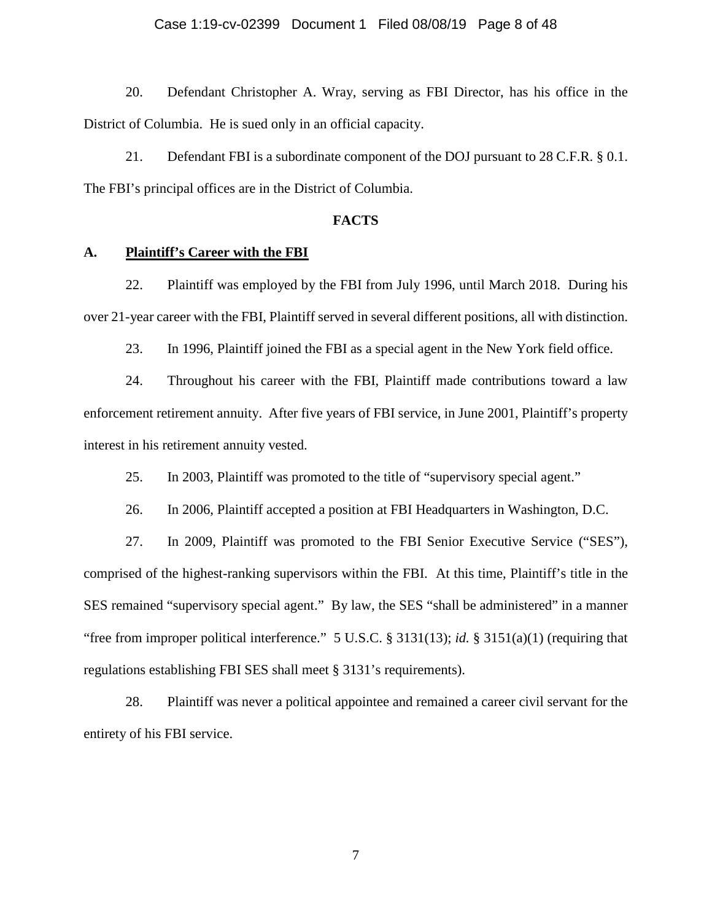20. Defendant Christopher A. Wray, serving as FBI Director, has his office in the District of Columbia. He is sued only in an official capacity.

21. Defendant FBI is a subordinate component of the DOJ pursuant to 28 C.F.R. § 0.1. The FBI's principal offices are in the District of Columbia.

**FACTS**

**A. Plaintiff's Career with the FBI**

22. Plaintiff was employed by the FBI from July 1996, until March 2018. During his over 21-year career with the FBI, Plaintiff served in several different positions, all with distinction.

23. In 1996, Plaintiff joined the FBI as a special agent in the New York field office.

24. Throughout his career with the FBI, Plaintiff made contributions toward a law enforcement retirement annuity. After five years of FBI service, in June 2001, Plaintiff's property interest in his retirement annuity vested.

25. In 2003, Plaintiff was promoted to the title of "supervisory special agent."

26. In 2006, Plaintiff accepted a position at FBI Headquarters in Washington, D.C.

27. In 2009, Plaintiff was promoted to the FBI Senior Executive Service ("SES"), comprised of the highest-ranking supervisors within the FBI. At this time, Plaintiff's title in the SES remained "supervisory special agent." By law, the SES "shall be administered" in a manner "free from improper political interference." 5 U.S.C. § 3131(13); *id.* § 3151(a)(1) (requiring that regulations establishing FBI SES shall meet § 3131's requirements).

28. Plaintiff was never a political appointee and remained a career civil servant for the entirety of his FBI service.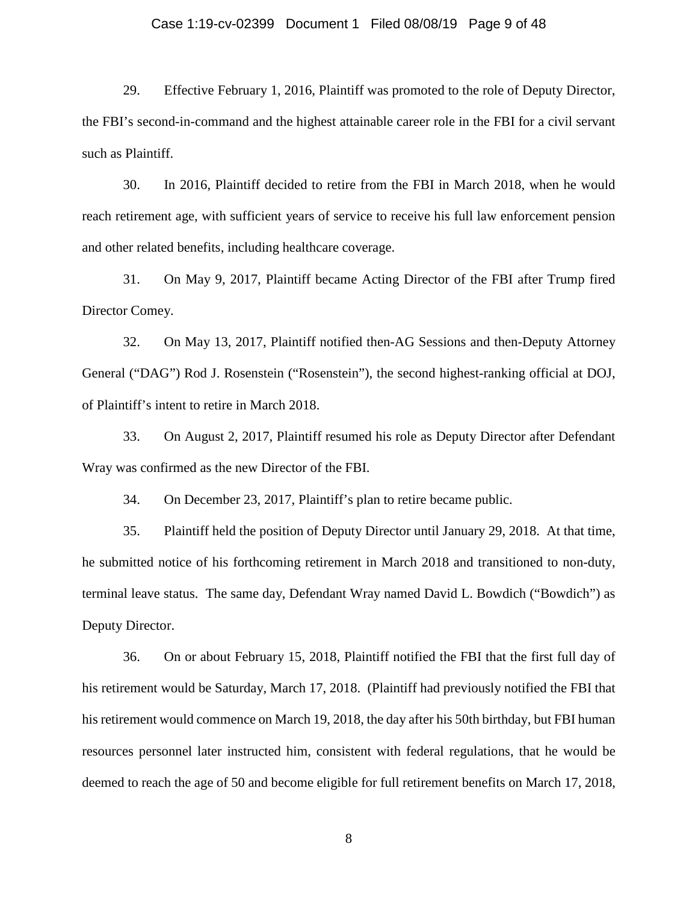29. Effective February 1, 2016, Plaintiff was promoted to the role of Deputy Director, the FBI's second-in-command and the highest attainable career role in the FBI for a civil servant such as Plaintiff.

30. In 2016, Plaintiff decided to retire from the FBI in March 2018, when he would reach retirement age, with sufficient years of service to receive his full law enforcement pension and other related benefits, including healthcare coverage.

31. On May 9, 2017, Plaintiff became Acting Director of the FBI after Trump fired Director Comey.

32. On May 13, 2017, Plaintiff notified then-AG Sessions and then-Deputy Attorney General ("DAG") Rod J. Rosenstein ("Rosenstein"), the second highest-ranking official at DOJ, of Plaintiff's intent to retire in March 2018.

33. On August 2, 2017, Plaintiff resumed his role as Deputy Director after Defendant Wray was confirmed as the new Director of the FBI.

34. On December 23, 2017, Plaintiff's plan to retire became public.

35. Plaintiff held the position of Deputy Director until January 29, 2018. At that time, he submitted notice of his forthcoming retirement in March 2018 and transitioned to non-duty, terminal leave status. The same day, Defendant Wray named David L. Bowdich ("Bowdich") as Deputy Director.

36. On or about February 15, 2018, Plaintiff notified the FBI that the first full day of his retirement would be Saturday, March 17, 2018. (Plaintiff had previously notified the FBI that his retirement would commence on March 19, 2018, the day after his 50th birthday, but FBI human resources personnel later instructed him, consistent with federal regulations, that he would be deemed to reach the age of 50 and become eligible for full retirement benefits on March 17, 2018,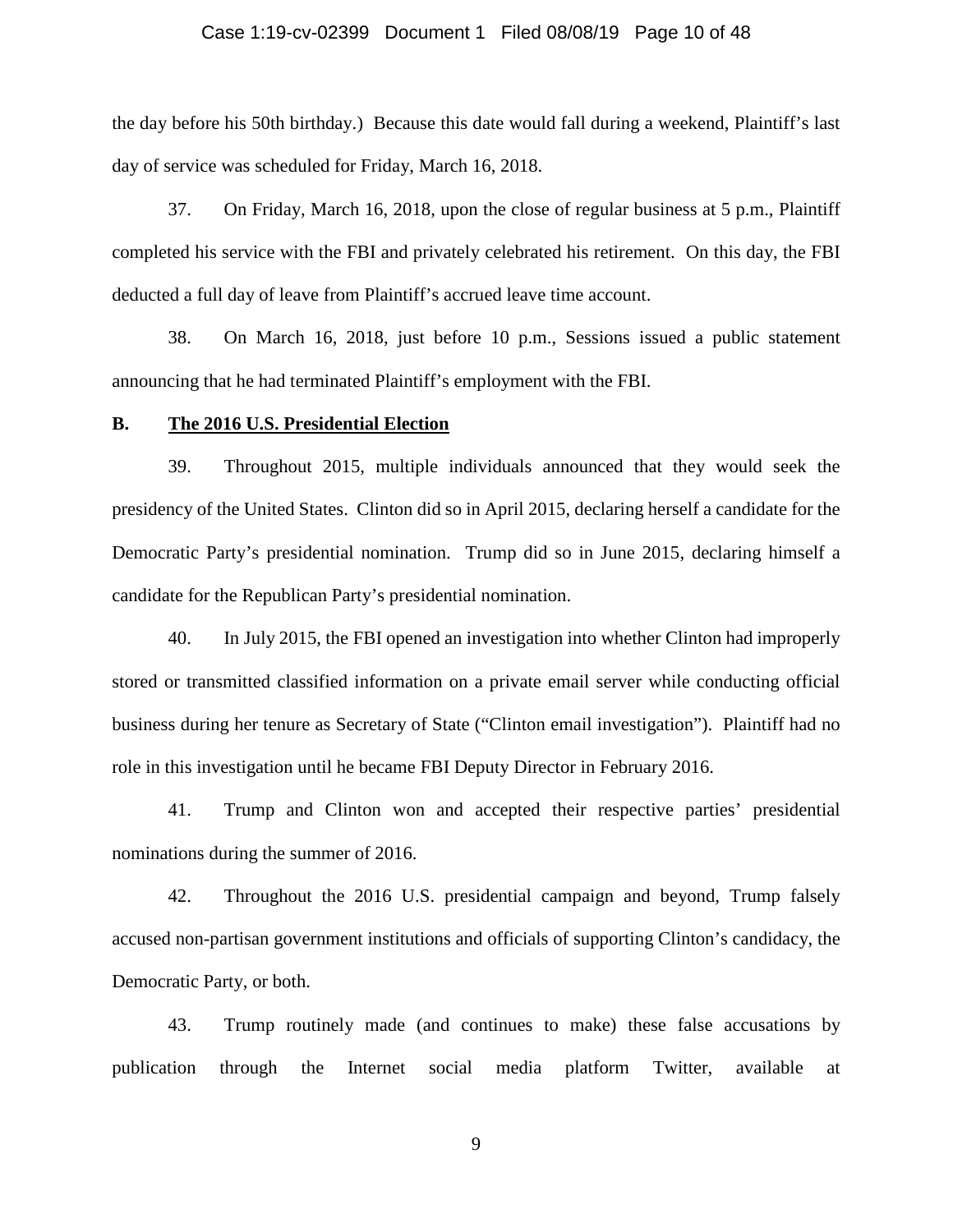the day before his 50th birthday.) Because this date would fall during a weekend, Plaintiff's last day of service was scheduled for Friday, March 16, 2018.

37. On Friday, March 16, 2018, upon the close of regular business at 5 p.m., Plaintiff completed his service with the FBI and privately celebrated his retirement. On this day, the FBI deducted a full day of leave from Plaintiff's accrued leave time account.

38. On March 16, 2018, just before 10 p.m., Sessions issued a public statement announcing that he had terminated Plaintiff's employment with the FBI.

## B. The 2016 U.S. Presidential Election

39. Throughout 2015, multiple individuals announced that they would seek the presidency of the United States. Clinton did so in April 2015, declaring herself a candidate for the Democratic Party's presidential nomination. Trump did so in June 2015, declaring himself a candidate for the Republican Party's presidential nomination.

40. In July 2015, the FBI opened an investigation into whether Clinton had improperly stored or transmitted classified information on a private email server while conducting official business during her tenure as Secretary of State ("Clinton email investigation"). Plaintiff had no role in this investigation until he became FBI Deputy Director in February 2016.

41. Trump and Clinton won and accepted their respective parties' presidential nominations during the summer of 2016.

42. Throughout the 2016 U.S. presidential campaign and beyond, Trump falsely accused non-partisan government institutions and officials of supporting Clinton's candidacy, the Democratic Party, or both.

43. Trump routinely made (and continues to make) these false accusations by publication through the Internet social media platform Twitter, available at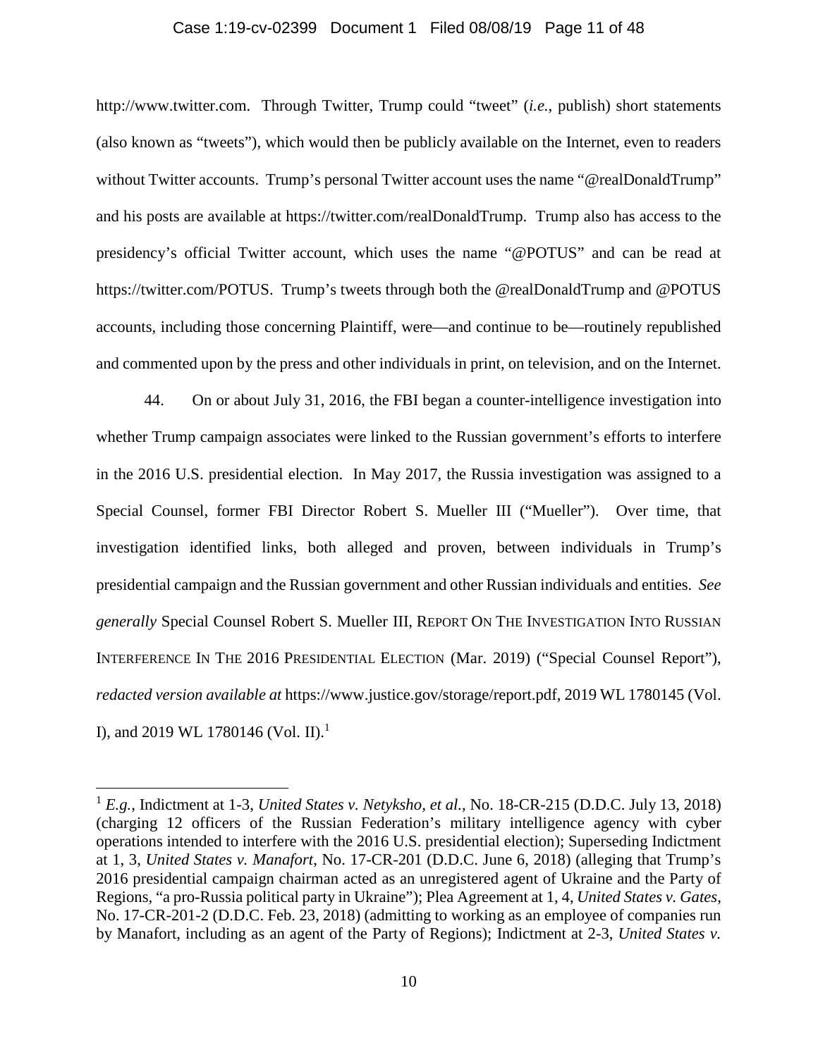http://www.twitter.com. Through Twitter, Trump could "tweet" (*i.e.*, publish) short statements (also known as "tweets"), which would then be publicly available on the Internet, even to readers without Twitter accounts. Trump's personal Twitter account uses the name "@realDonaldTrump" and his posts are available at https://twitter.com/realDonaldTrump. Trump also has access to the presidency's official Twitter account, which uses the name "@POTUS" and can be read at https://twitter.com/POTUS. Trump's tweets through both the @realDonaldTrump and @POTUS accounts, including those concerning Plaintiff, were—and continue to be—routinely republished and commented upon by the press and other individuals in print, on television, and on the Internet.

44. On or about July 31, 2016, the FBI began a counter-intelligence investigation into whether Trump campaign associates were linked to the Russian government's efforts to interfere in the 2016 U.S. presidential election. In May 2017, the Russia investigation was assigned to a Special Counsel, former FBI Director Robert S. Mueller III ("Mueller"). Over time, that investigation identified links, both alleged and proven, between individuals in Trump's presidential campaign and the Russian government and other Russian individuals and entities. *See generally* Special Counsel Robert S. Mueller III, REPORT ON THE INVESTIGATION INTO RUSSIAN INTERFERENCE IN THE 2016 PRESIDENTIAL ELECTION (Mar. 2019) ("Special Counsel Report"), *redacted version available at* https://www.justice.gov/storage/report.pdf, 2019 WL 1780145 (Vol. I), and 2019 WL 1780146 (Vol. II).[1]

---

[1] *E.g.*, Indictment at 1-3, *United States v. Netyksho, et al.*, No. 18-CR-215 (D.D.C. July 13, 2018) (charging 12 officers of the Russian Federation's military intelligence agency with cyber operations intended to interfere with the 2016 U.S. presidential election); Superseding Indictment at 1, 3, *United States v. Manafort*, No. 17-CR-201 (D.D.C. June 6, 2018) (alleging that Trump's 2016 presidential campaign chairman acted as an unregistered agent of Ukraine and the Party of Regions, "a pro-Russia political party in Ukraine"); Plea Agreement at 1, 4, *United States v. Gates*, No. 17-CR-201-2 (D.D.C. Feb. 23, 2018) (admitting to working as an employee of companies run by Manafort, including as an agent of the Party of Regions); Indictment at 2-3, *United States v.*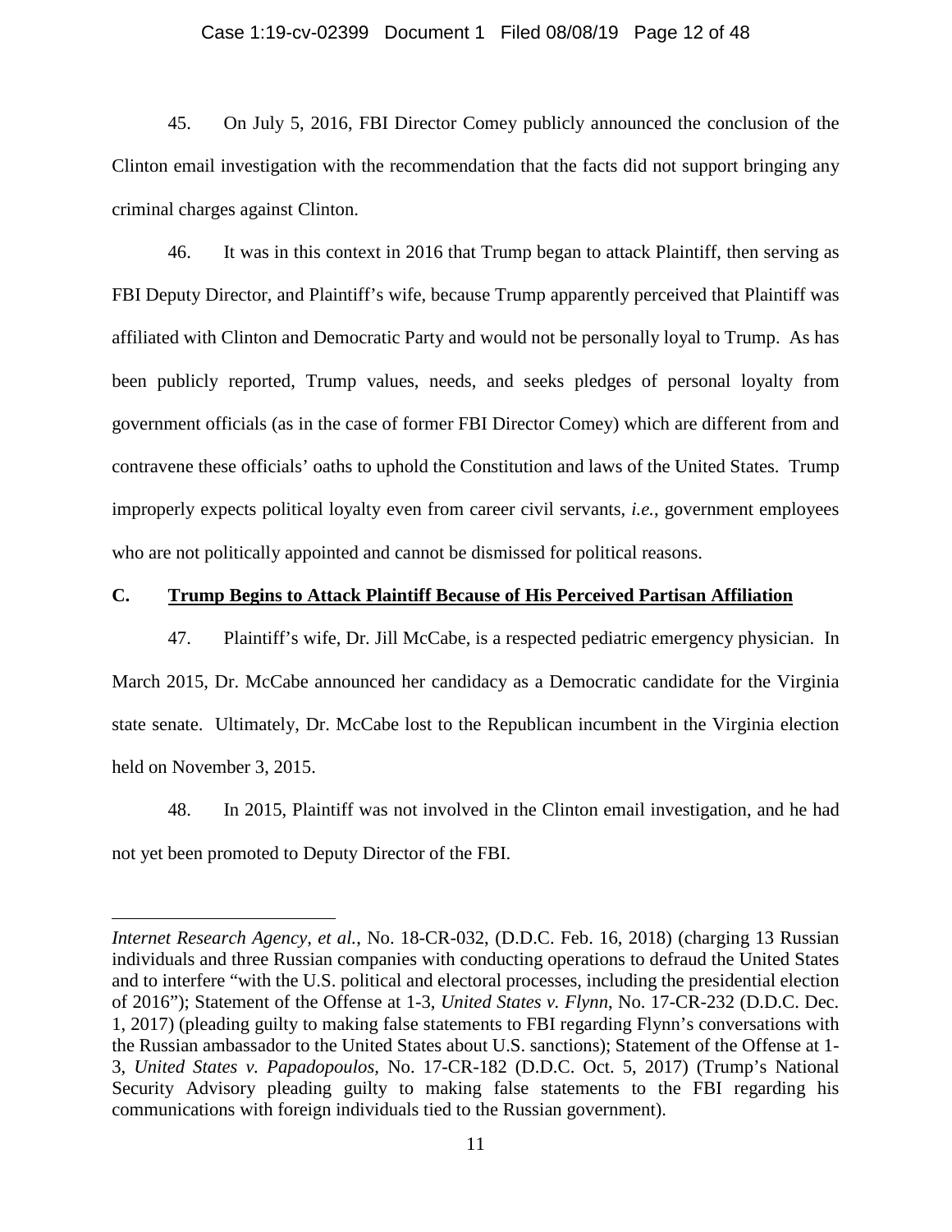45. On July 5, 2016, FBI Director Comey publicly announced the conclusion of the Clinton email investigation with the recommendation that the facts did not support bringing any criminal charges against Clinton.

46. It was in this context in 2016 that Trump began to attack Plaintiff, then serving as FBI Deputy Director, and Plaintiff's wife, because Trump apparently perceived that Plaintiff was affiliated with Clinton and Democratic Party and would not be personally loyal to Trump. As has been publicly reported, Trump values, needs, and seeks pledges of personal loyalty from government officials (as in the case of former FBI Director Comey) which are different from and contravene these officials' oaths to uphold the Constitution and laws of the United States. Trump improperly expects political loyalty even from career civil servants, *i.e.*, government employees who are not politically appointed and cannot be dismissed for political reasons.

## C. <u>Trump Begins to Attack Plaintiff Because of His Perceived Partisan Affiliation</u>

47. Plaintiff's wife, Dr. Jill McCabe, is a respected pediatric emergency physician. In March 2015, Dr. McCabe announced her candidacy as a Democratic candidate for the Virginia state senate. Ultimately, Dr. McCabe lost to the Republican incumbent in the Virginia election held on November 3, 2015.

48. In 2015, Plaintiff was not involved in the Clinton email investigation, and he had not yet been promoted to Deputy Director of the FBI.

---

*Internet Research Agency, et al.*, No. 18-CR-032, (D.D.C. Feb. 16, 2018) (charging 13 Russian individuals and three Russian companies with conducting operations to defraud the United States and to interfere "with the U.S. political and electoral processes, including the presidential election of 2016"); Statement of the Offense at 1-3, *United States v. Flynn*, No. 17-CR-232 (D.D.C. Dec. 1, 2017) (pleading guilty to making false statements to FBI regarding Flynn's conversations with the Russian ambassador to the United States about U.S. sanctions); Statement of the Offense at 1-3, *United States v. Papadopoulos*, No. 17-CR-182 (D.D.C. Oct. 5, 2017) (Trump's National Security Advisory pleading guilty to making false statements to the FBI regarding his communications with foreign individuals tied to the Russian government).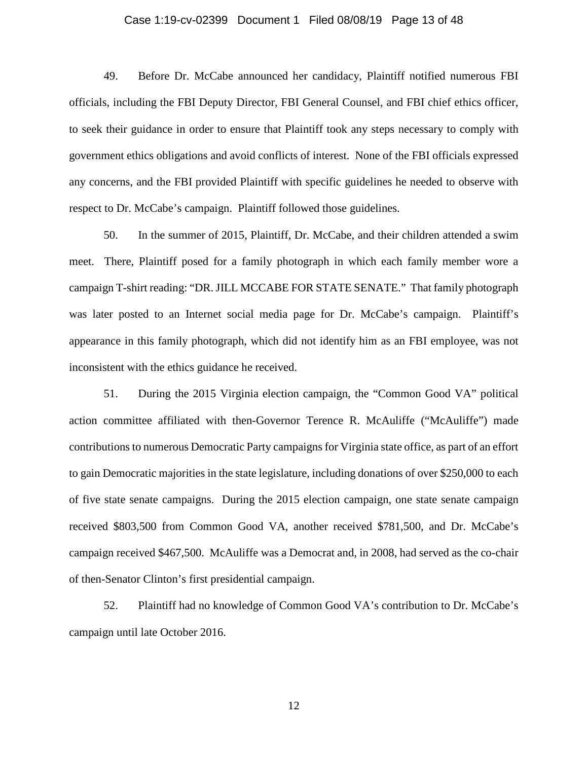49. Before Dr. McCabe announced her candidacy, Plaintiff notified numerous FBI officials, including the FBI Deputy Director, FBI General Counsel, and FBI chief ethics officer, to seek their guidance in order to ensure that Plaintiff took any steps necessary to comply with government ethics obligations and avoid conflicts of interest. None of the FBI officials expressed any concerns, and the FBI provided Plaintiff with specific guidelines he needed to observe with respect to Dr. McCabe's campaign. Plaintiff followed those guidelines.

50. In the summer of 2015, Plaintiff, Dr. McCabe, and their children attended a swim meet. There, Plaintiff posed for a family photograph in which each family member wore a campaign T-shirt reading: "DR. JILL MCCABE FOR STATE SENATE." That family photograph was later posted to an Internet social media page for Dr. McCabe's campaign. Plaintiff's appearance in this family photograph, which did not identify him as an FBI employee, was not inconsistent with the ethics guidance he received.

51. During the 2015 Virginia election campaign, the "Common Good VA" political action committee affiliated with then-Governor Terence R. McAuliffe ("McAuliffe") made contributions to numerous Democratic Party campaigns for Virginia state office, as part of an effort to gain Democratic majorities in the state legislature, including donations of over $250,000 to each of five state senate campaigns. During the 2015 election campaign, one state senate campaign received $803,500 from Common Good VA, another received $781,500, and Dr. McCabe's campaign received $467,500. McAuliffe was a Democrat and, in 2008, had served as the co-chair of then-Senator Clinton's first presidential campaign.

52. Plaintiff had no knowledge of Common Good VA's contribution to Dr. McCabe's campaign until late October 2016.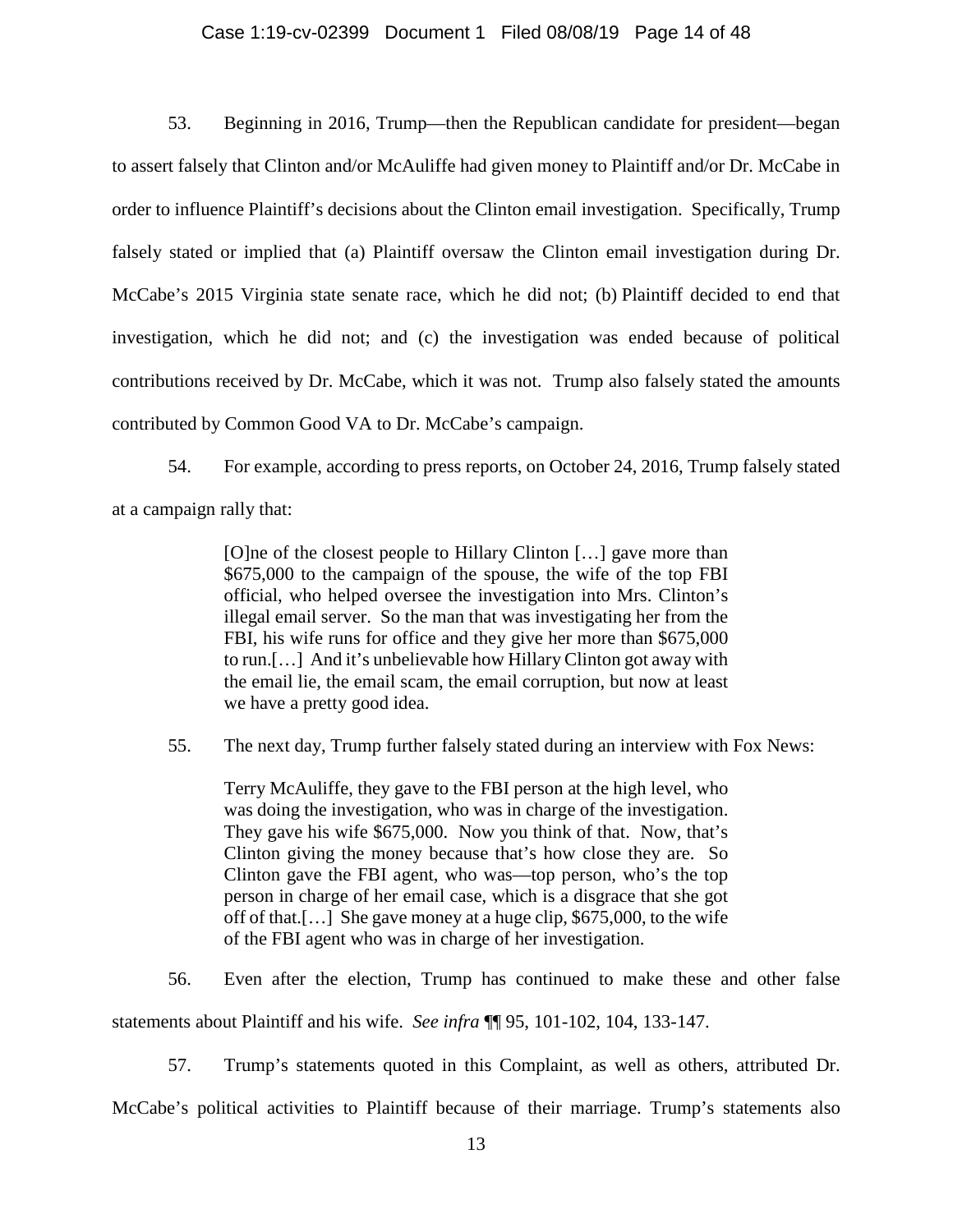53. Beginning in 2016, Trump—then the Republican candidate for president—began to assert falsely that Clinton and/or McAuliffe had given money to Plaintiff and/or Dr. McCabe in order to influence Plaintiff's decisions about the Clinton email investigation. Specifically, Trump falsely stated or implied that (a) Plaintiff oversaw the Clinton email investigation during Dr. McCabe's 2015 Virginia state senate race, which he did not; (b) Plaintiff decided to end that investigation, which he did not; and (c) the investigation was ended because of political contributions received by Dr. McCabe, which it was not. Trump also falsely stated the amounts contributed by Common Good VA to Dr. McCabe's campaign.

54. For example, according to press reports, on October 24, 2016, Trump falsely stated at a campaign rally that:

> [O]ne of the closest people to Hillary Clinton […] gave more than $675,000 to the campaign of the spouse, the wife of the top FBI official, who helped oversee the investigation into Mrs. Clinton's illegal email server. So the man that was investigating her from the FBI, his wife runs for office and they give her more than $675,000 to run.[…] And it's unbelievable how Hillary Clinton got away with the email lie, the email scam, the email corruption, but now at least we have a pretty good idea.

55. The next day, Trump further falsely stated during an interview with Fox News:

> Terry McAuliffe, they gave to the FBI person at the high level, who was doing the investigation, who was in charge of the investigation. They gave his wife $675,000. Now you think of that. Now, that's Clinton giving the money because that's how close they are. So Clinton gave the FBI agent, who was—top person, who's the top person in charge of her email case, which is a disgrace that she got off of that.[…] She gave money at a huge clip, $675,000, to the wife of the FBI agent who was in charge of her investigation.

56. Even after the election, Trump has continued to make these and other false statements about Plaintiff and his wife. *See infra* ¶¶ 95, 101-102, 104, 133-147.

57. Trump's statements quoted in this Complaint, as well as others, attributed Dr. McCabe's political activities to Plaintiff because of their marriage. Trump's statements also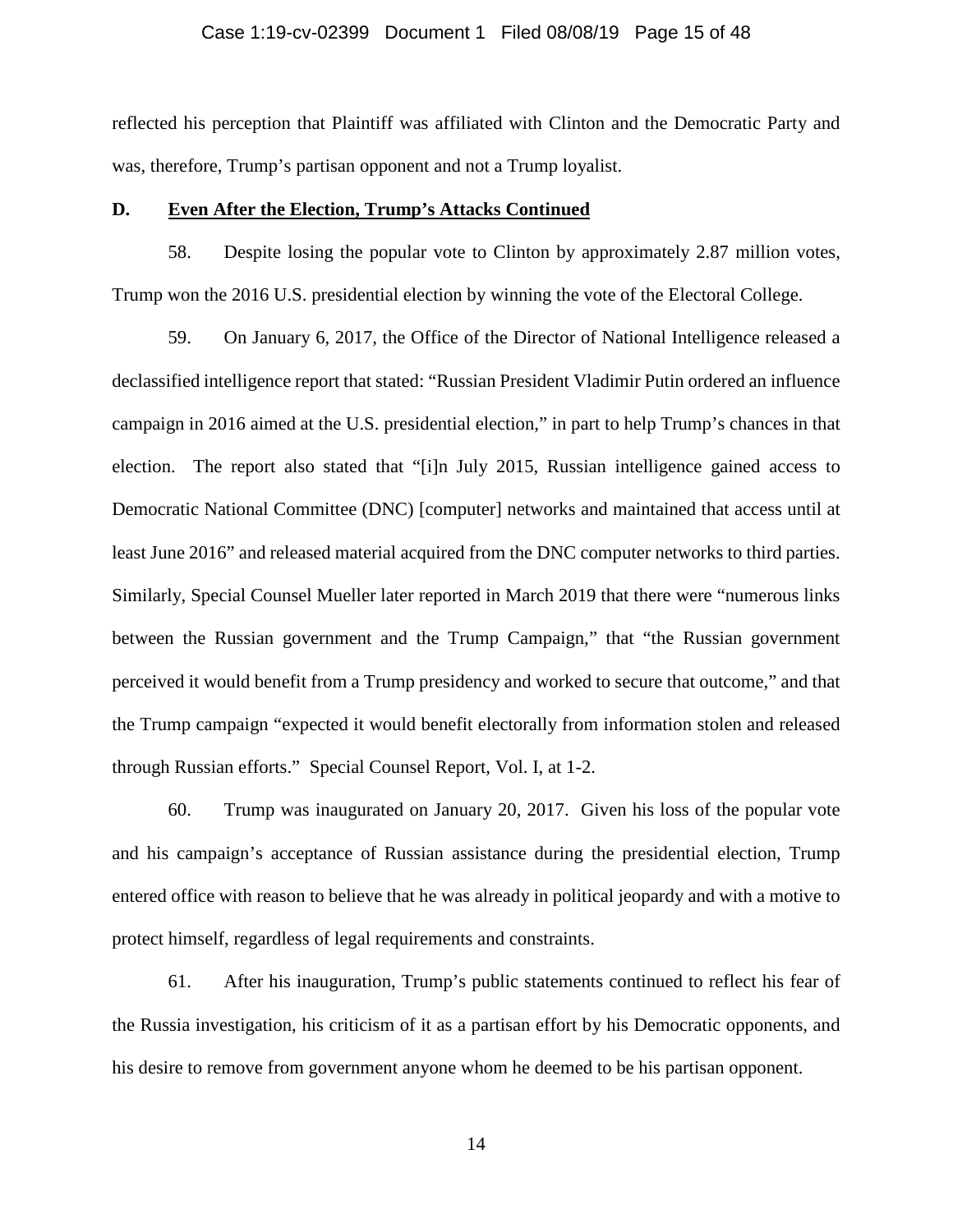reflected his perception that Plaintiff was affiliated with Clinton and the Democratic Party and was, therefore, Trump's partisan opponent and not a Trump loyalist.

## D. Even After the Election, Trump's Attacks Continued

58. Despite losing the popular vote to Clinton by approximately 2.87 million votes, Trump won the 2016 U.S. presidential election by winning the vote of the Electoral College.

59. On January 6, 2017, the Office of the Director of National Intelligence released a declassified intelligence report that stated: "Russian President Vladimir Putin ordered an influence campaign in 2016 aimed at the U.S. presidential election," in part to help Trump's chances in that election. The report also stated that "[i]n July 2015, Russian intelligence gained access to Democratic National Committee (DNC) [computer] networks and maintained that access until at least June 2016" and released material acquired from the DNC computer networks to third parties. Similarly, Special Counsel Mueller later reported in March 2019 that there were "numerous links between the Russian government and the Trump Campaign," that "the Russian government perceived it would benefit from a Trump presidency and worked to secure that outcome," and that the Trump campaign "expected it would benefit electorally from information stolen and released through Russian efforts." Special Counsel Report, Vol. I, at 1-2.

60. Trump was inaugurated on January 20, 2017. Given his loss of the popular vote and his campaign's acceptance of Russian assistance during the presidential election, Trump entered office with reason to believe that he was already in political jeopardy and with a motive to protect himself, regardless of legal requirements and constraints.

61. After his inauguration, Trump's public statements continued to reflect his fear of the Russia investigation, his criticism of it as a partisan effort by his Democratic opponents, and his desire to remove from government anyone whom he deemed to be his partisan opponent.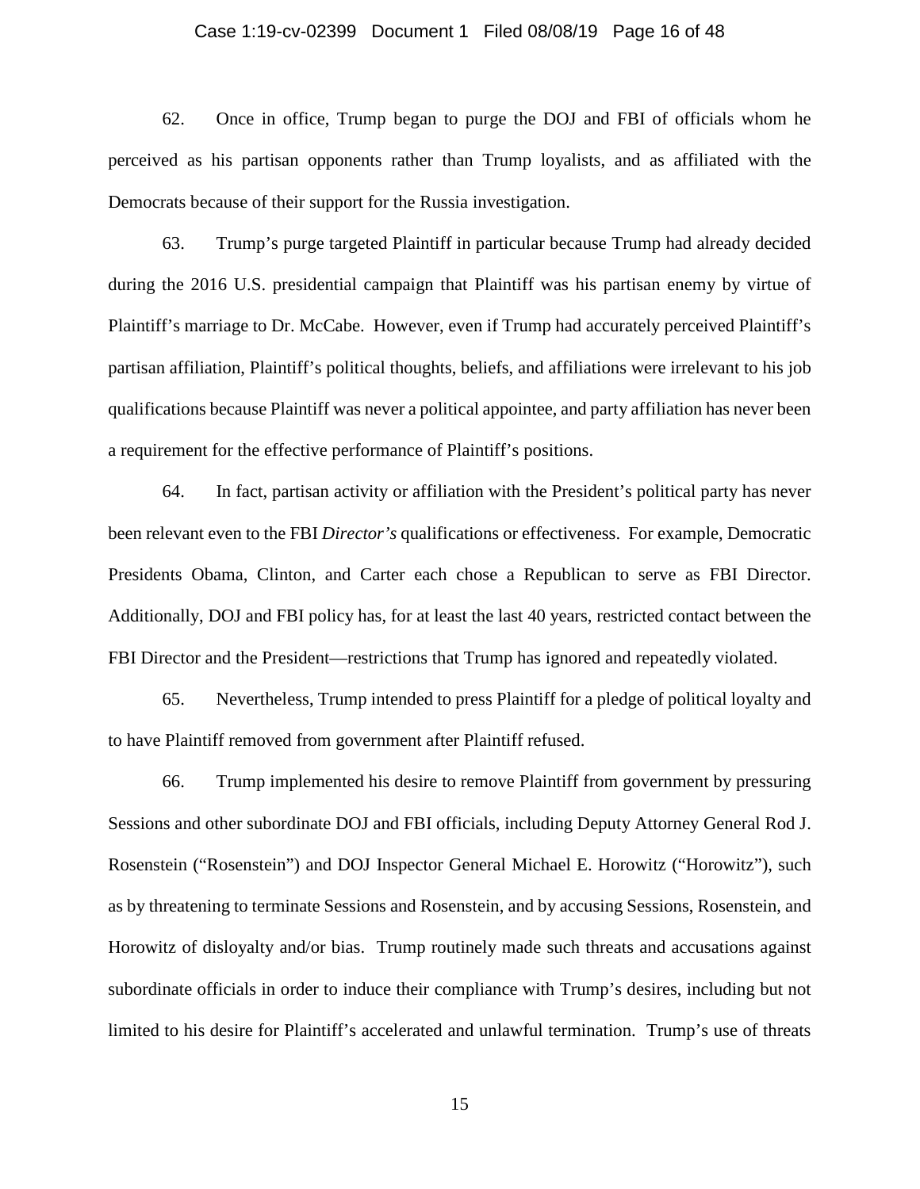62. Once in office, Trump began to purge the DOJ and FBI of officials whom he perceived as his partisan opponents rather than Trump loyalists, and as affiliated with the Democrats because of their support for the Russia investigation.

63. Trump's purge targeted Plaintiff in particular because Trump had already decided during the 2016 U.S. presidential campaign that Plaintiff was his partisan enemy by virtue of Plaintiff's marriage to Dr. McCabe. However, even if Trump had accurately perceived Plaintiff's partisan affiliation, Plaintiff's political thoughts, beliefs, and affiliations were irrelevant to his job qualifications because Plaintiff was never a political appointee, and party affiliation has never been a requirement for the effective performance of Plaintiff's positions.

64. In fact, partisan activity or affiliation with the President's political party has never been relevant even to the FBI *Director's* qualifications or effectiveness. For example, Democratic Presidents Obama, Clinton, and Carter each chose a Republican to serve as FBI Director. Additionally, DOJ and FBI policy has, for at least the last 40 years, restricted contact between the FBI Director and the President—restrictions that Trump has ignored and repeatedly violated.

65. Nevertheless, Trump intended to press Plaintiff for a pledge of political loyalty and to have Plaintiff removed from government after Plaintiff refused.

66. Trump implemented his desire to remove Plaintiff from government by pressuring Sessions and other subordinate DOJ and FBI officials, including Deputy Attorney General Rod J. Rosenstein ("Rosenstein") and DOJ Inspector General Michael E. Horowitz ("Horowitz"), such as by threatening to terminate Sessions and Rosenstein, and by accusing Sessions, Rosenstein, and Horowitz of disloyalty and/or bias. Trump routinely made such threats and accusations against subordinate officials in order to induce their compliance with Trump's desires, including but not limited to his desire for Plaintiff's accelerated and unlawful termination. Trump's use of threats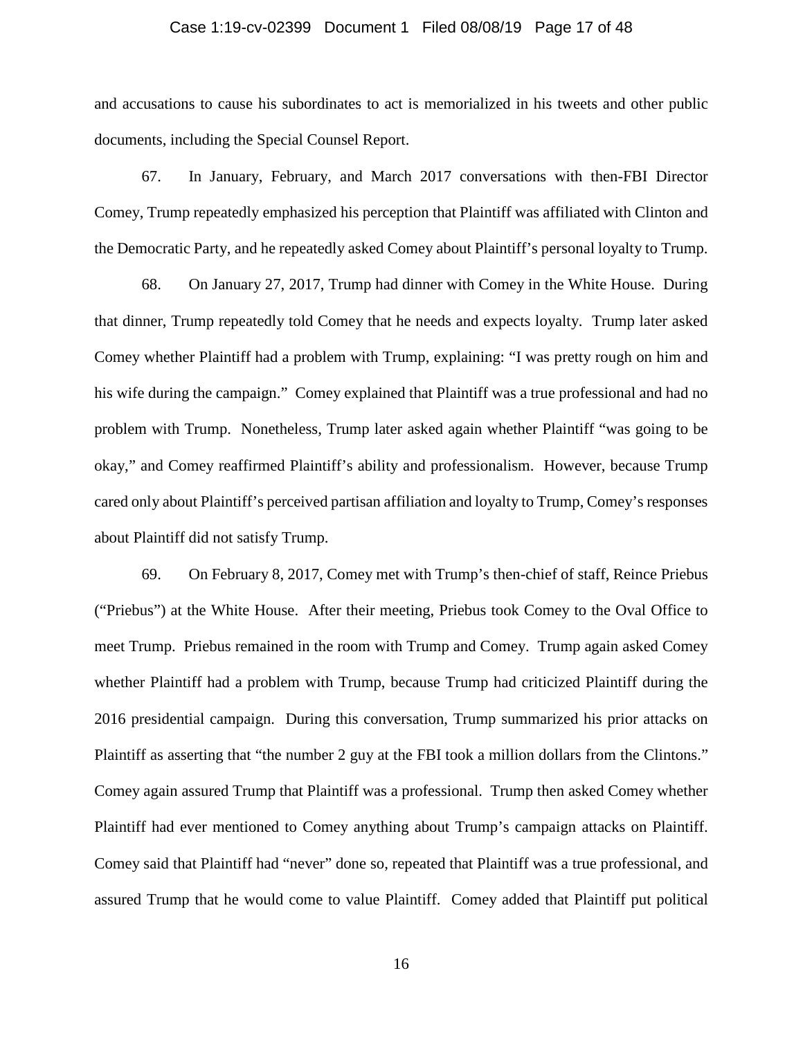and accusations to cause his subordinates to act is memorialized in his tweets and other public documents, including the Special Counsel Report.

67. In January, February, and March 2017 conversations with then-FBI Director Comey, Trump repeatedly emphasized his perception that Plaintiff was affiliated with Clinton and the Democratic Party, and he repeatedly asked Comey about Plaintiff's personal loyalty to Trump.

68. On January 27, 2017, Trump had dinner with Comey in the White House. During that dinner, Trump repeatedly told Comey that he needs and expects loyalty. Trump later asked Comey whether Plaintiff had a problem with Trump, explaining: "I was pretty rough on him and his wife during the campaign." Comey explained that Plaintiff was a true professional and had no problem with Trump. Nonetheless, Trump later asked again whether Plaintiff "was going to be okay," and Comey reaffirmed Plaintiff's ability and professionalism. However, because Trump cared only about Plaintiff's perceived partisan affiliation and loyalty to Trump, Comey's responses about Plaintiff did not satisfy Trump.

69. On February 8, 2017, Comey met with Trump's then-chief of staff, Reince Priebus ("Priebus") at the White House. After their meeting, Priebus took Comey to the Oval Office to meet Trump. Priebus remained in the room with Trump and Comey. Trump again asked Comey whether Plaintiff had a problem with Trump, because Trump had criticized Plaintiff during the 2016 presidential campaign. During this conversation, Trump summarized his prior attacks on Plaintiff as asserting that "the number 2 guy at the FBI took a million dollars from the Clintons." Comey again assured Trump that Plaintiff was a professional. Trump then asked Comey whether Plaintiff had ever mentioned to Comey anything about Trump's campaign attacks on Plaintiff. Comey said that Plaintiff had "never" done so, repeated that Plaintiff was a true professional, and assured Trump that he would come to value Plaintiff. Comey added that Plaintiff put political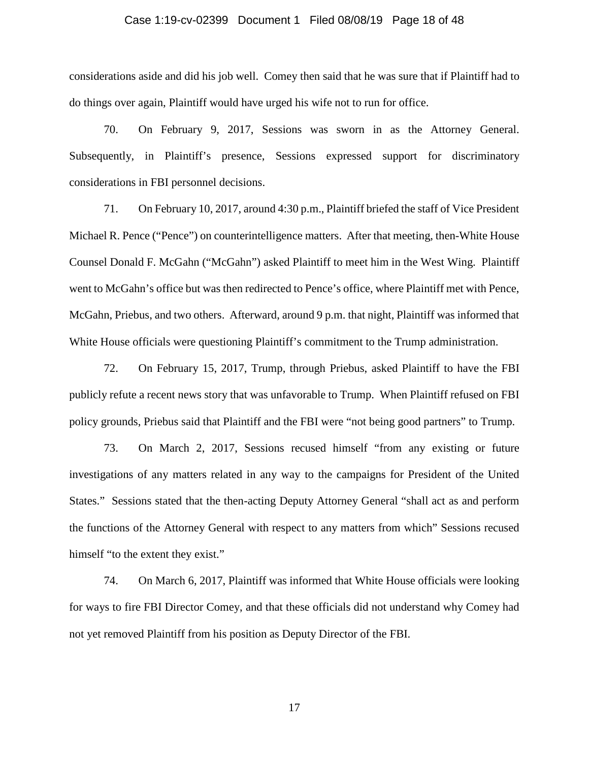considerations aside and did his job well. Comey then said that he was sure that if Plaintiff had to do things over again, Plaintiff would have urged his wife not to run for office.

70. On February 9, 2017, Sessions was sworn in as the Attorney General. Subsequently, in Plaintiff's presence, Sessions expressed support for discriminatory considerations in FBI personnel decisions.

71. On February 10, 2017, around 4:30 p.m., Plaintiff briefed the staff of Vice President Michael R. Pence ("Pence") on counterintelligence matters. After that meeting, then-White House Counsel Donald F. McGahn ("McGahn") asked Plaintiff to meet him in the West Wing. Plaintiff went to McGahn's office but was then redirected to Pence's office, where Plaintiff met with Pence, McGahn, Priebus, and two others. Afterward, around 9 p.m. that night, Plaintiff was informed that White House officials were questioning Plaintiff's commitment to the Trump administration.

72. On February 15, 2017, Trump, through Priebus, asked Plaintiff to have the FBI publicly refute a recent news story that was unfavorable to Trump. When Plaintiff refused on FBI policy grounds, Priebus said that Plaintiff and the FBI were "not being good partners" to Trump.

73. On March 2, 2017, Sessions recused himself "from any existing or future investigations of any matters related in any way to the campaigns for President of the United States." Sessions stated that the then-acting Deputy Attorney General "shall act as and perform the functions of the Attorney General with respect to any matters from which" Sessions recused himself "to the extent they exist."

74. On March 6, 2017, Plaintiff was informed that White House officials were looking for ways to fire FBI Director Comey, and that these officials did not understand why Comey had not yet removed Plaintiff from his position as Deputy Director of the FBI.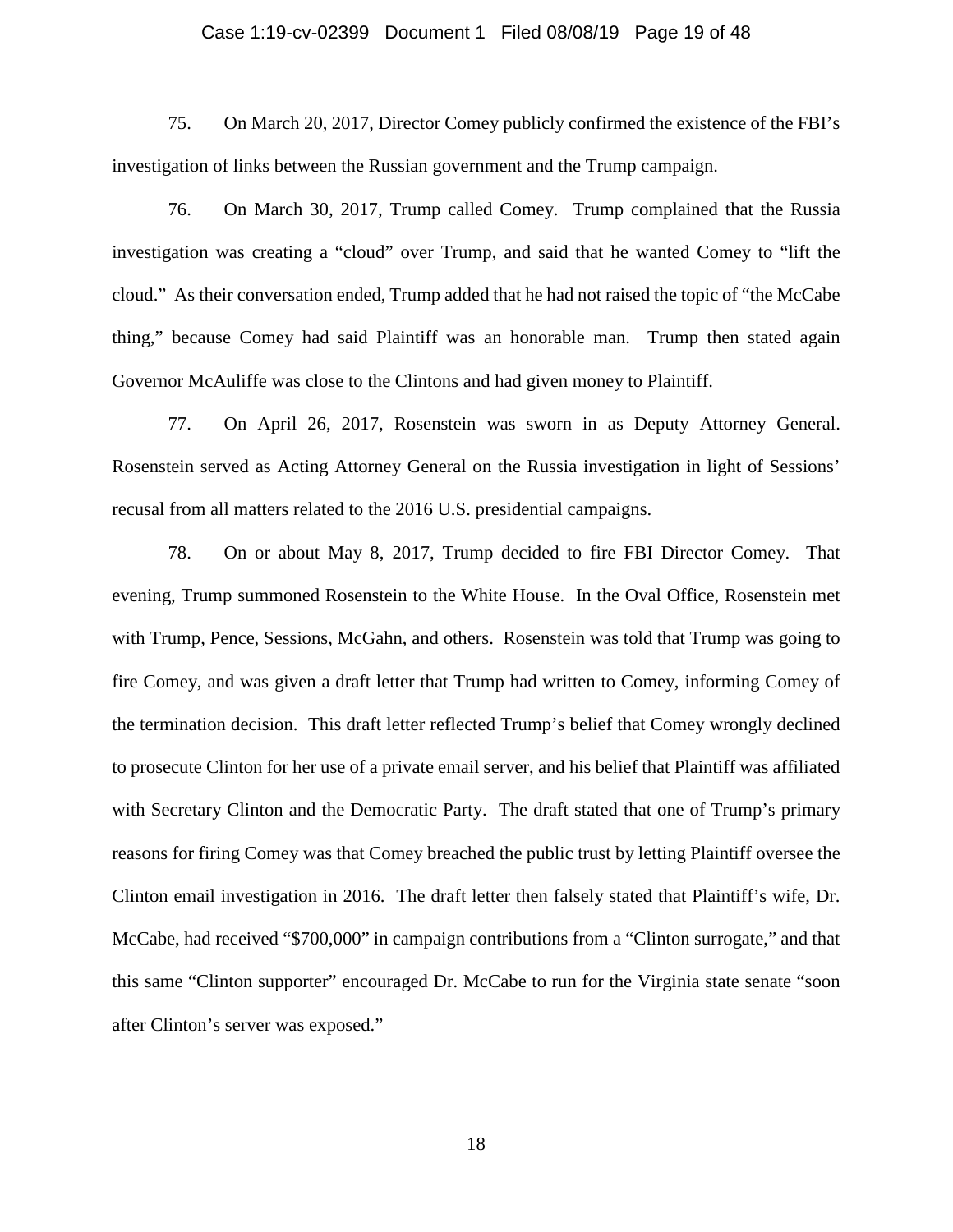75. On March 20, 2017, Director Comey publicly confirmed the existence of the FBI's investigation of links between the Russian government and the Trump campaign.

76. On March 30, 2017, Trump called Comey. Trump complained that the Russia investigation was creating a "cloud" over Trump, and said that he wanted Comey to "lift the cloud." As their conversation ended, Trump added that he had not raised the topic of "the McCabe thing," because Comey had said Plaintiff was an honorable man. Trump then stated again Governor McAuliffe was close to the Clintons and had given money to Plaintiff.

77. On April 26, 2017, Rosenstein was sworn in as Deputy Attorney General. Rosenstein served as Acting Attorney General on the Russia investigation in light of Sessions' recusal from all matters related to the 2016 U.S. presidential campaigns.

78. On or about May 8, 2017, Trump decided to fire FBI Director Comey. That evening, Trump summoned Rosenstein to the White House. In the Oval Office, Rosenstein met with Trump, Pence, Sessions, McGahn, and others. Rosenstein was told that Trump was going to fire Comey, and was given a draft letter that Trump had written to Comey, informing Comey of the termination decision. This draft letter reflected Trump's belief that Comey wrongly declined to prosecute Clinton for her use of a private email server, and his belief that Plaintiff was affiliated with Secretary Clinton and the Democratic Party. The draft stated that one of Trump's primary reasons for firing Comey was that Comey breached the public trust by letting Plaintiff oversee the Clinton email investigation in 2016. The draft letter then falsely stated that Plaintiff's wife, Dr. McCabe, had received "$700,000" in campaign contributions from a "Clinton surrogate," and that this same "Clinton supporter" encouraged Dr. McCabe to run for the Virginia state senate "soon after Clinton's server was exposed."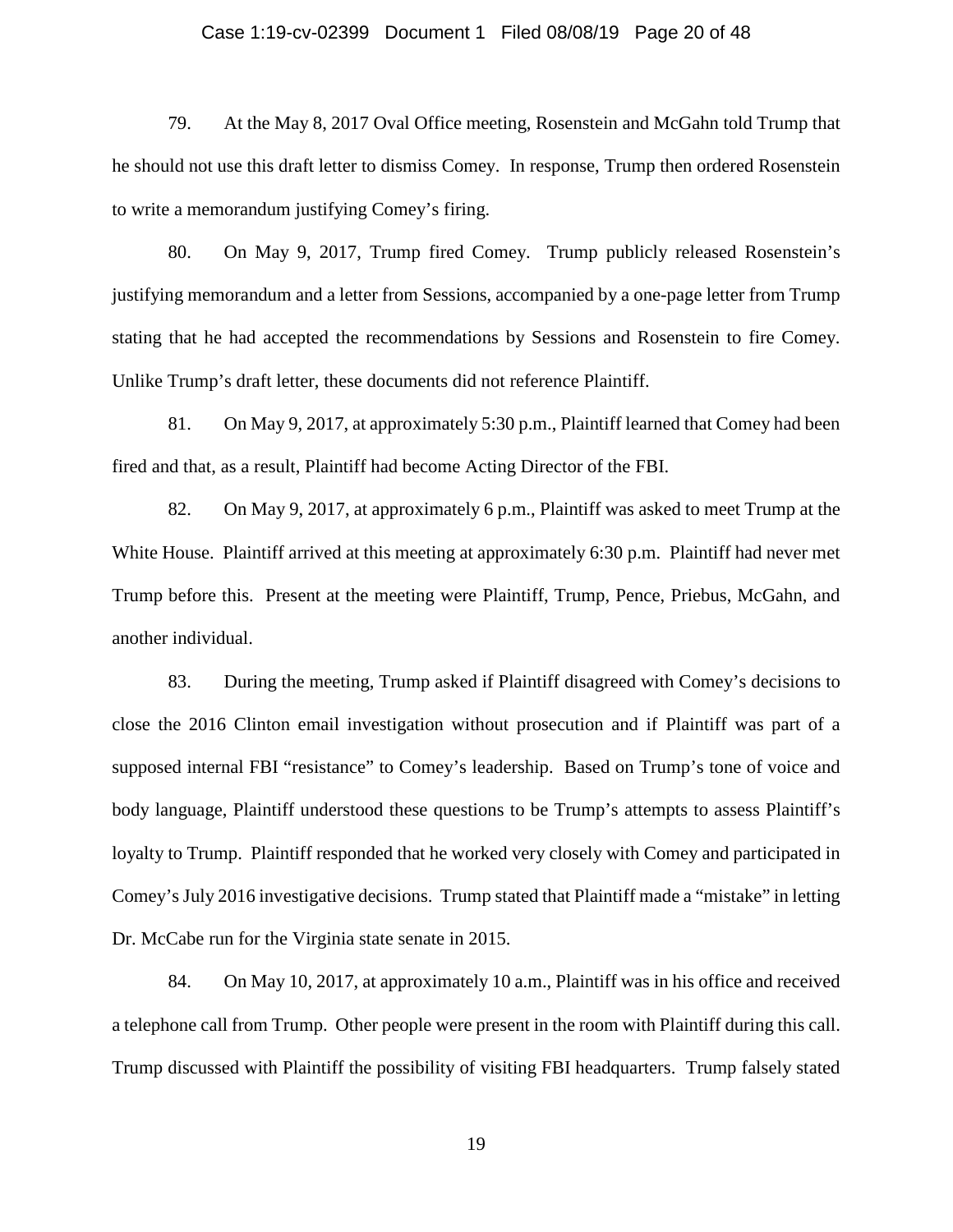79. At the May 8, 2017 Oval Office meeting, Rosenstein and McGahn told Trump that he should not use this draft letter to dismiss Comey. In response, Trump then ordered Rosenstein to write a memorandum justifying Comey's firing.

80. On May 9, 2017, Trump fired Comey. Trump publicly released Rosenstein's justifying memorandum and a letter from Sessions, accompanied by a one-page letter from Trump stating that he had accepted the recommendations by Sessions and Rosenstein to fire Comey. Unlike Trump's draft letter, these documents did not reference Plaintiff.

81. On May 9, 2017, at approximately 5:30 p.m., Plaintiff learned that Comey had been fired and that, as a result, Plaintiff had become Acting Director of the FBI.

82. On May 9, 2017, at approximately 6 p.m., Plaintiff was asked to meet Trump at the White House. Plaintiff arrived at this meeting at approximately 6:30 p.m. Plaintiff had never met Trump before this. Present at the meeting were Plaintiff, Trump, Pence, Priebus, McGahn, and another individual.

83. During the meeting, Trump asked if Plaintiff disagreed with Comey's decisions to close the 2016 Clinton email investigation without prosecution and if Plaintiff was part of a supposed internal FBI "resistance" to Comey's leadership. Based on Trump's tone of voice and body language, Plaintiff understood these questions to be Trump's attempts to assess Plaintiff's loyalty to Trump. Plaintiff responded that he worked very closely with Comey and participated in Comey's July 2016 investigative decisions. Trump stated that Plaintiff made a "mistake" in letting Dr. McCabe run for the Virginia state senate in 2015.

84. On May 10, 2017, at approximately 10 a.m., Plaintiff was in his office and received a telephone call from Trump. Other people were present in the room with Plaintiff during this call. Trump discussed with Plaintiff the possibility of visiting FBI headquarters. Trump falsely stated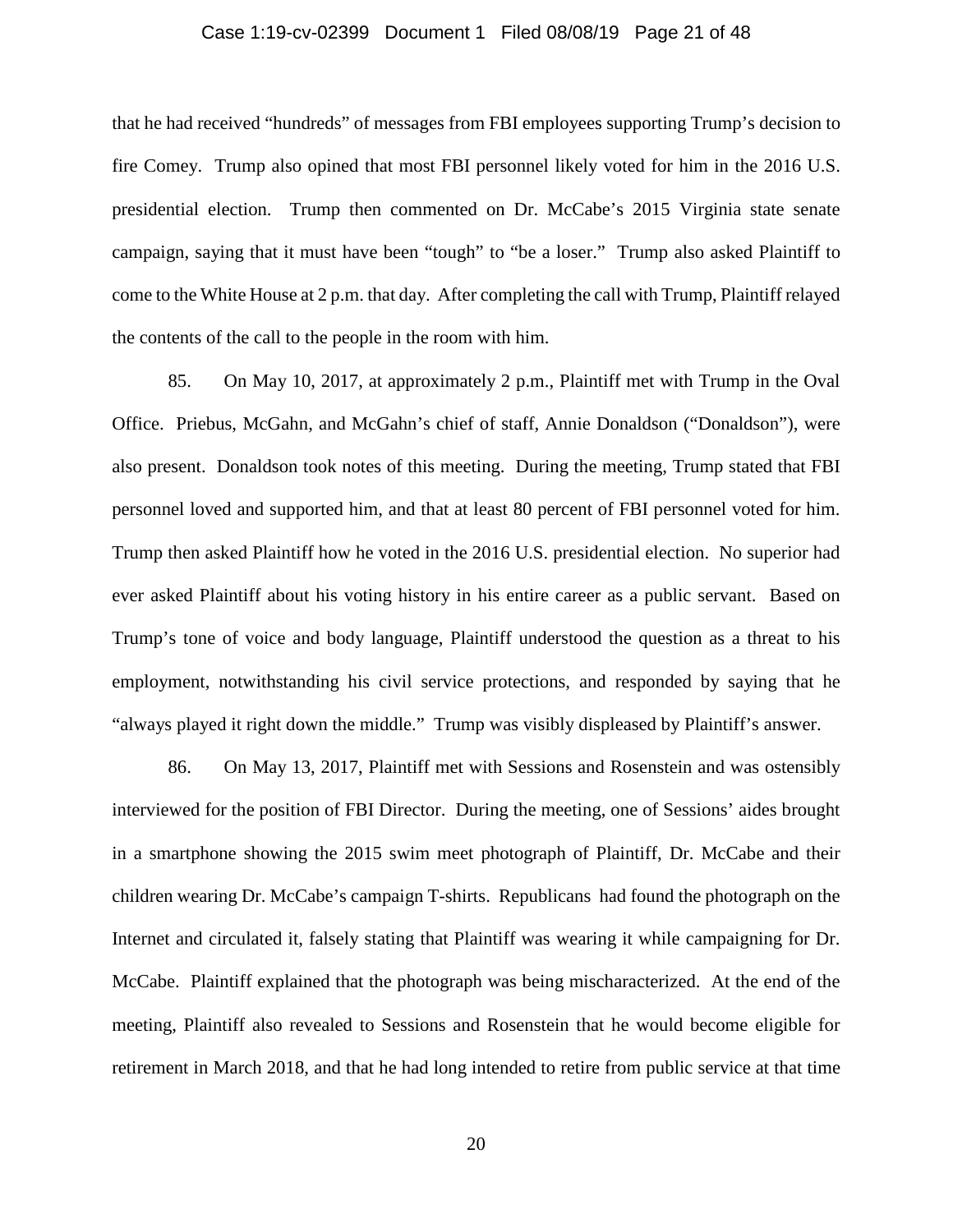that he had received "hundreds" of messages from FBI employees supporting Trump's decision to fire Comey. Trump also opined that most FBI personnel likely voted for him in the 2016 U.S. presidential election. Trump then commented on Dr. McCabe's 2015 Virginia state senate campaign, saying that it must have been "tough" to "be a loser." Trump also asked Plaintiff to come to the White House at 2 p.m. that day. After completing the call with Trump, Plaintiff relayed the contents of the call to the people in the room with him.

85. On May 10, 2017, at approximately 2 p.m., Plaintiff met with Trump in the Oval Office. Priebus, McGahn, and McGahn's chief of staff, Annie Donaldson ("Donaldson"), were also present. Donaldson took notes of this meeting. During the meeting, Trump stated that FBI personnel loved and supported him, and that at least 80 percent of FBI personnel voted for him. Trump then asked Plaintiff how he voted in the 2016 U.S. presidential election. No superior had ever asked Plaintiff about his voting history in his entire career as a public servant. Based on Trump's tone of voice and body language, Plaintiff understood the question as a threat to his employment, notwithstanding his civil service protections, and responded by saying that he "always played it right down the middle." Trump was visibly displeased by Plaintiff's answer.

86. On May 13, 2017, Plaintiff met with Sessions and Rosenstein and was ostensibly interviewed for the position of FBI Director. During the meeting, one of Sessions' aides brought in a smartphone showing the 2015 swim meet photograph of Plaintiff, Dr. McCabe and their children wearing Dr. McCabe's campaign T-shirts. Republicans had found the photograph on the Internet and circulated it, falsely stating that Plaintiff was wearing it while campaigning for Dr. McCabe. Plaintiff explained that the photograph was being mischaracterized. At the end of the meeting, Plaintiff also revealed to Sessions and Rosenstein that he would become eligible for retirement in March 2018, and that he had long intended to retire from public service at that time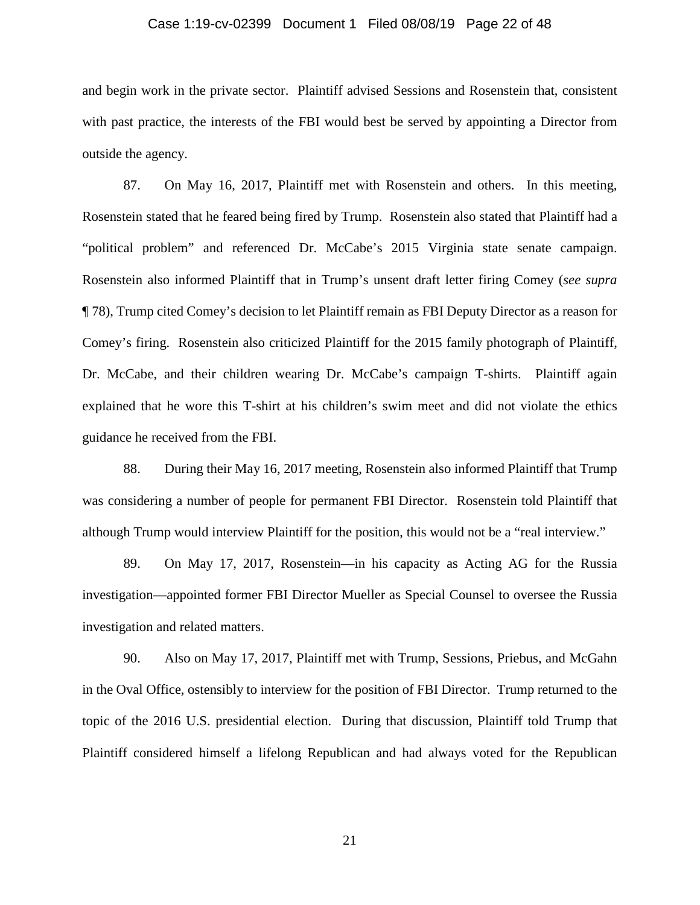and begin work in the private sector. Plaintiff advised Sessions and Rosenstein that, consistent with past practice, the interests of the FBI would best be served by appointing a Director from outside the agency.

87. On May 16, 2017, Plaintiff met with Rosenstein and others. In this meeting, Rosenstein stated that he feared being fired by Trump. Rosenstein also stated that Plaintiff had a "political problem" and referenced Dr. McCabe's 2015 Virginia state senate campaign. Rosenstein also informed Plaintiff that in Trump's unsent draft letter firing Comey (*see supra* ¶ 78), Trump cited Comey's decision to let Plaintiff remain as FBI Deputy Director as a reason for Comey's firing. Rosenstein also criticized Plaintiff for the 2015 family photograph of Plaintiff, Dr. McCabe, and their children wearing Dr. McCabe's campaign T-shirts. Plaintiff again explained that he wore this T-shirt at his children's swim meet and did not violate the ethics guidance he received from the FBI.

88. During their May 16, 2017 meeting, Rosenstein also informed Plaintiff that Trump was considering a number of people for permanent FBI Director. Rosenstein told Plaintiff that although Trump would interview Plaintiff for the position, this would not be a "real interview."

89. On May 17, 2017, Rosenstein—in his capacity as Acting AG for the Russia investigation—appointed former FBI Director Mueller as Special Counsel to oversee the Russia investigation and related matters.

90. Also on May 17, 2017, Plaintiff met with Trump, Sessions, Priebus, and McGahn in the Oval Office, ostensibly to interview for the position of FBI Director. Trump returned to the topic of the 2016 U.S. presidential election. During that discussion, Plaintiff told Trump that Plaintiff considered himself a lifelong Republican and had always voted for the Republican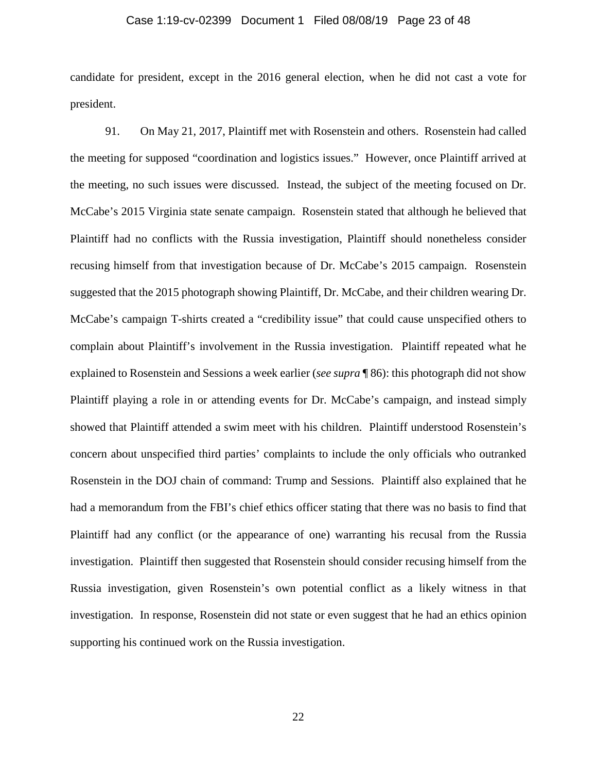candidate for president, except in the 2016 general election, when he did not cast a vote for president.

91. On May 21, 2017, Plaintiff met with Rosenstein and others. Rosenstein had called the meeting for supposed "coordination and logistics issues." However, once Plaintiff arrived at the meeting, no such issues were discussed. Instead, the subject of the meeting focused on Dr. McCabe's 2015 Virginia state senate campaign. Rosenstein stated that although he believed that Plaintiff had no conflicts with the Russia investigation, Plaintiff should nonetheless consider recusing himself from that investigation because of Dr. McCabe's 2015 campaign. Rosenstein suggested that the 2015 photograph showing Plaintiff, Dr. McCabe, and their children wearing Dr. McCabe's campaign T-shirts created a "credibility issue" that could cause unspecified others to complain about Plaintiff's involvement in the Russia investigation. Plaintiff repeated what he explained to Rosenstein and Sessions a week earlier (*see supra* ¶ 86): this photograph did not show Plaintiff playing a role in or attending events for Dr. McCabe's campaign, and instead simply showed that Plaintiff attended a swim meet with his children. Plaintiff understood Rosenstein's concern about unspecified third parties' complaints to include the only officials who outranked Rosenstein in the DOJ chain of command: Trump and Sessions. Plaintiff also explained that he had a memorandum from the FBI's chief ethics officer stating that there was no basis to find that Plaintiff had any conflict (or the appearance of one) warranting his recusal from the Russia investigation. Plaintiff then suggested that Rosenstein should consider recusing himself from the Russia investigation, given Rosenstein's own potential conflict as a likely witness in that investigation. In response, Rosenstein did not state or even suggest that he had an ethics opinion supporting his continued work on the Russia investigation.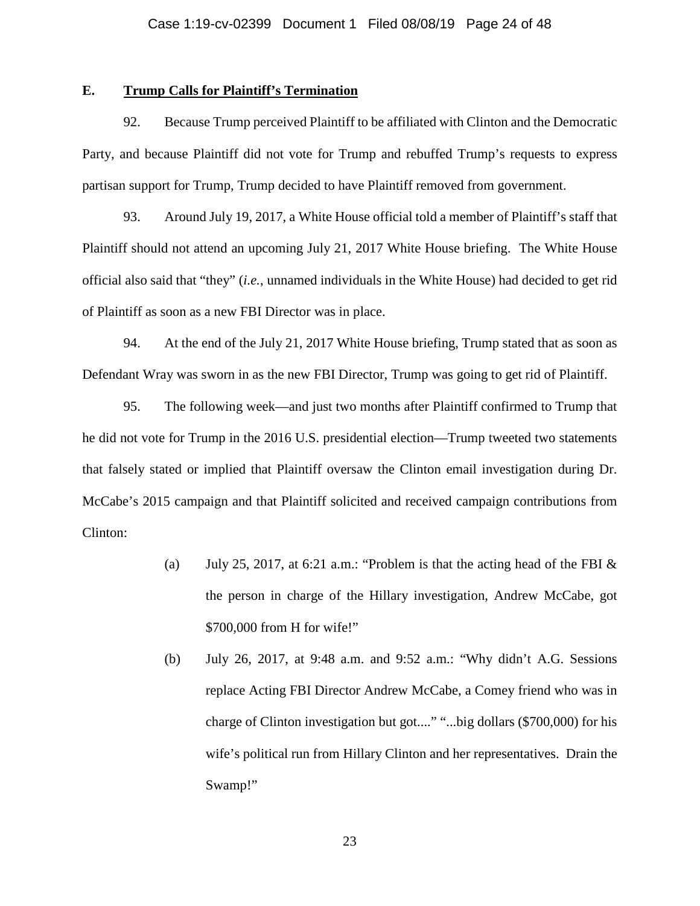### E. <u>Trump Calls for Plaintiff's Termination</u>

92. Because Trump perceived Plaintiff to be affiliated with Clinton and the Democratic Party, and because Plaintiff did not vote for Trump and rebuffed Trump's requests to express partisan support for Trump, Trump decided to have Plaintiff removed from government.

93. Around July 19, 2017, a White House official told a member of Plaintiff's staff that Plaintiff should not attend an upcoming July 21, 2017 White House briefing. The White House official also said that "they" (*i.e.*, unnamed individuals in the White House) had decided to get rid of Plaintiff as soon as a new FBI Director was in place.

94. At the end of the July 21, 2017 White House briefing, Trump stated that as soon as Defendant Wray was sworn in as the new FBI Director, Trump was going to get rid of Plaintiff.

95. The following week—and just two months after Plaintiff confirmed to Trump that he did not vote for Trump in the 2016 U.S. presidential election—Trump tweeted two statements that falsely stated or implied that Plaintiff oversaw the Clinton email investigation during Dr. McCabe's 2015 campaign and that Plaintiff solicited and received campaign contributions from Clinton:

(a) July 25, 2017, at 6:21 a.m.: "Problem is that the acting head of the FBI & the person in charge of the Hillary investigation, Andrew McCabe, got $700,000 from H for wife!"

(b) July 26, 2017, at 9:48 a.m. and 9:52 a.m.: "Why didn't A.G. Sessions replace Acting FBI Director Andrew McCabe, a Comey friend who was in charge of Clinton investigation but got...." "...big dollars ($700,000) for his wife's political run from Hillary Clinton and her representatives. Drain the Swamp!"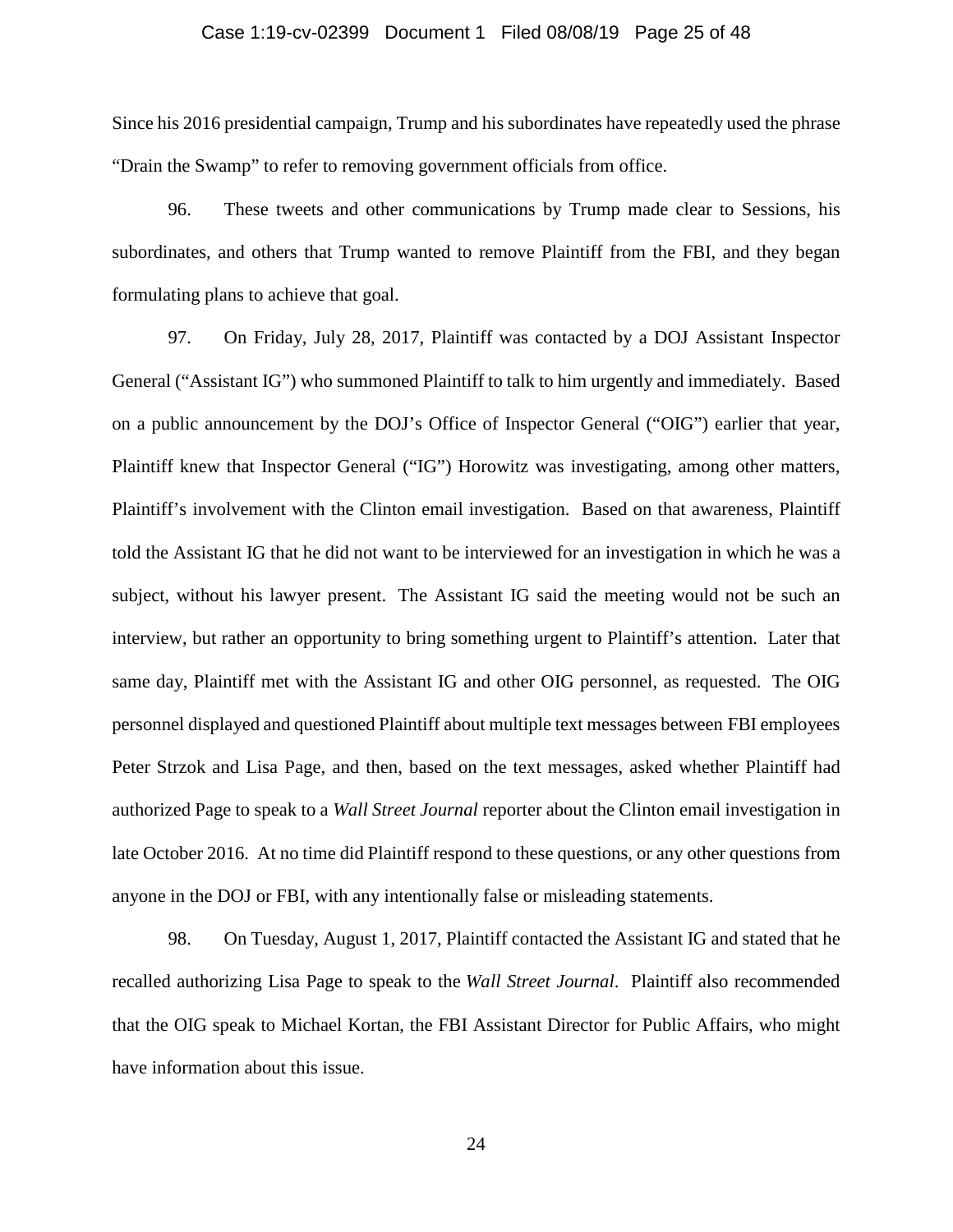Since his 2016 presidential campaign, Trump and his subordinates have repeatedly used the phrase "Drain the Swamp" to refer to removing government officials from office.

96. These tweets and other communications by Trump made clear to Sessions, his subordinates, and others that Trump wanted to remove Plaintiff from the FBI, and they began formulating plans to achieve that goal.

97. On Friday, July 28, 2017, Plaintiff was contacted by a DOJ Assistant Inspector General ("Assistant IG") who summoned Plaintiff to talk to him urgently and immediately. Based on a public announcement by the DOJ's Office of Inspector General ("OIG") earlier that year, Plaintiff knew that Inspector General ("IG") Horowitz was investigating, among other matters, Plaintiff's involvement with the Clinton email investigation. Based on that awareness, Plaintiff told the Assistant IG that he did not want to be interviewed for an investigation in which he was a subject, without his lawyer present. The Assistant IG said the meeting would not be such an interview, but rather an opportunity to bring something urgent to Plaintiff's attention. Later that same day, Plaintiff met with the Assistant IG and other OIG personnel, as requested. The OIG personnel displayed and questioned Plaintiff about multiple text messages between FBI employees Peter Strzok and Lisa Page, and then, based on the text messages, asked whether Plaintiff had authorized Page to speak to a *Wall Street Journal* reporter about the Clinton email investigation in late October 2016. At no time did Plaintiff respond to these questions, or any other questions from anyone in the DOJ or FBI, with any intentionally false or misleading statements.

98. On Tuesday, August 1, 2017, Plaintiff contacted the Assistant IG and stated that he recalled authorizing Lisa Page to speak to the *Wall Street Journal*. Plaintiff also recommended that the OIG speak to Michael Kortan, the FBI Assistant Director for Public Affairs, who might have information about this issue.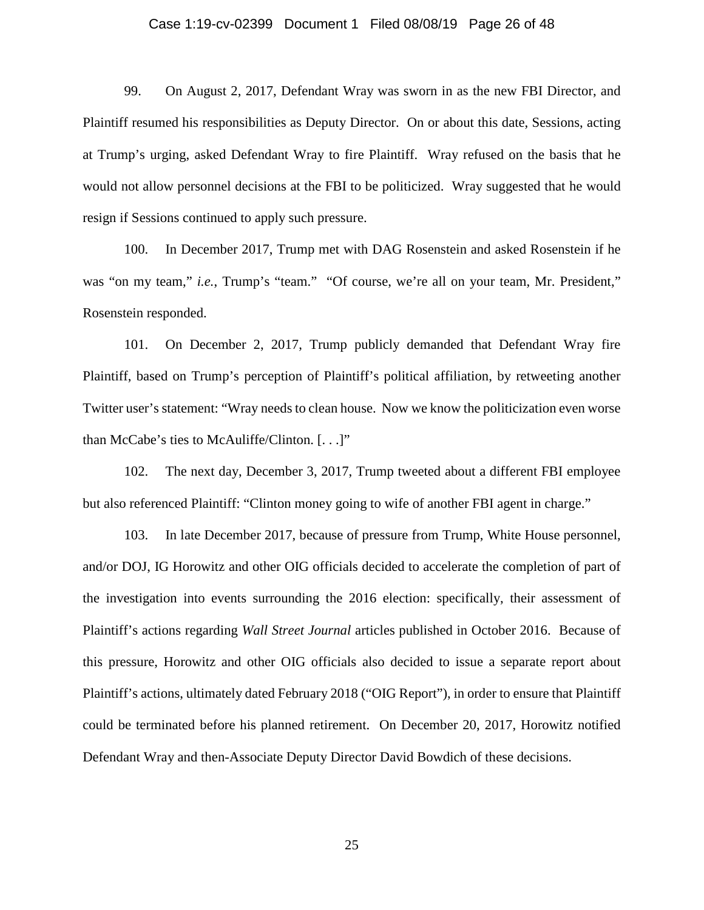99. On August 2, 2017, Defendant Wray was sworn in as the new FBI Director, and Plaintiff resumed his responsibilities as Deputy Director. On or about this date, Sessions, acting at Trump's urging, asked Defendant Wray to fire Plaintiff. Wray refused on the basis that he would not allow personnel decisions at the FBI to be politicized. Wray suggested that he would resign if Sessions continued to apply such pressure.

100. In December 2017, Trump met with DAG Rosenstein and asked Rosenstein if he was "on my team," *i.e.*, Trump's "team." "Of course, we're all on your team, Mr. President," Rosenstein responded.

101. On December 2, 2017, Trump publicly demanded that Defendant Wray fire Plaintiff, based on Trump's perception of Plaintiff's political affiliation, by retweeting another Twitter user's statement: "Wray needs to clean house. Now we know the politicization even worse than McCabe's ties to McAuliffe/Clinton. [. . .]"

102. The next day, December 3, 2017, Trump tweeted about a different FBI employee but also referenced Plaintiff: "Clinton money going to wife of another FBI agent in charge."

103. In late December 2017, because of pressure from Trump, White House personnel, and/or DOJ, IG Horowitz and other OIG officials decided to accelerate the completion of part of the investigation into events surrounding the 2016 election: specifically, their assessment of Plaintiff's actions regarding *Wall Street Journal* articles published in October 2016. Because of this pressure, Horowitz and other OIG officials also decided to issue a separate report about Plaintiff's actions, ultimately dated February 2018 ("OIG Report"), in order to ensure that Plaintiff could be terminated before his planned retirement. On December 20, 2017, Horowitz notified Defendant Wray and then-Associate Deputy Director David Bowdich of these decisions.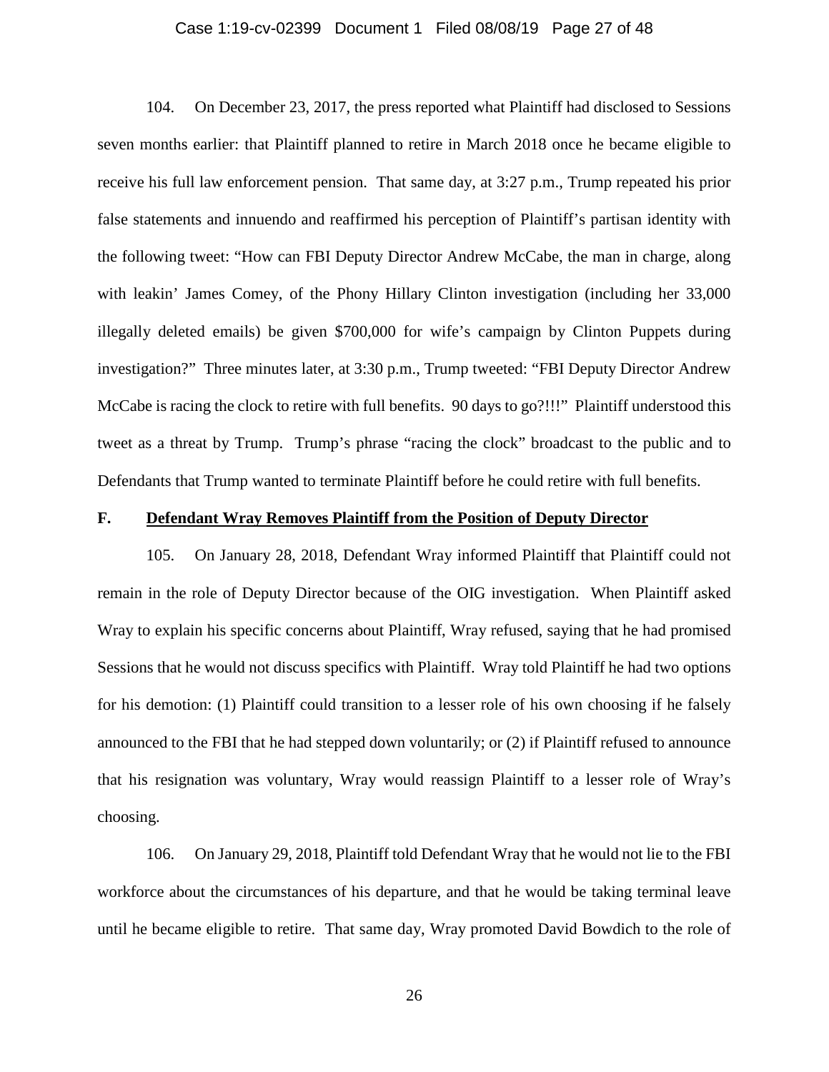104. On December 23, 2017, the press reported what Plaintiff had disclosed to Sessions seven months earlier: that Plaintiff planned to retire in March 2018 once he became eligible to receive his full law enforcement pension. That same day, at 3:27 p.m., Trump repeated his prior false statements and innuendo and reaffirmed his perception of Plaintiff's partisan identity with the following tweet: "How can FBI Deputy Director Andrew McCabe, the man in charge, along with leakin' James Comey, of the Phony Hillary Clinton investigation (including her 33,000 illegally deleted emails) be given $700,000 for wife's campaign by Clinton Puppets during investigation?" Three minutes later, at 3:30 p.m., Trump tweeted: "FBI Deputy Director Andrew McCabe is racing the clock to retire with full benefits. 90 days to go?!!!" Plaintiff understood this tweet as a threat by Trump. Trump's phrase "racing the clock" broadcast to the public and to Defendants that Trump wanted to terminate Plaintiff before he could retire with full benefits.

**F. <u>Defendant Wray Removes Plaintiff from the Position of Deputy Director</u>**

105. On January 28, 2018, Defendant Wray informed Plaintiff that Plaintiff could not remain in the role of Deputy Director because of the OIG investigation. When Plaintiff asked Wray to explain his specific concerns about Plaintiff, Wray refused, saying that he had promised Sessions that he would not discuss specifics with Plaintiff. Wray told Plaintiff he had two options for his demotion: (1) Plaintiff could transition to a lesser role of his own choosing if he falsely announced to the FBI that he had stepped down voluntarily; or (2) if Plaintiff refused to announce that his resignation was voluntary, Wray would reassign Plaintiff to a lesser role of Wray's choosing.

106. On January 29, 2018, Plaintiff told Defendant Wray that he would not lie to the FBI workforce about the circumstances of his departure, and that he would be taking terminal leave until he became eligible to retire. That same day, Wray promoted David Bowdich to the role of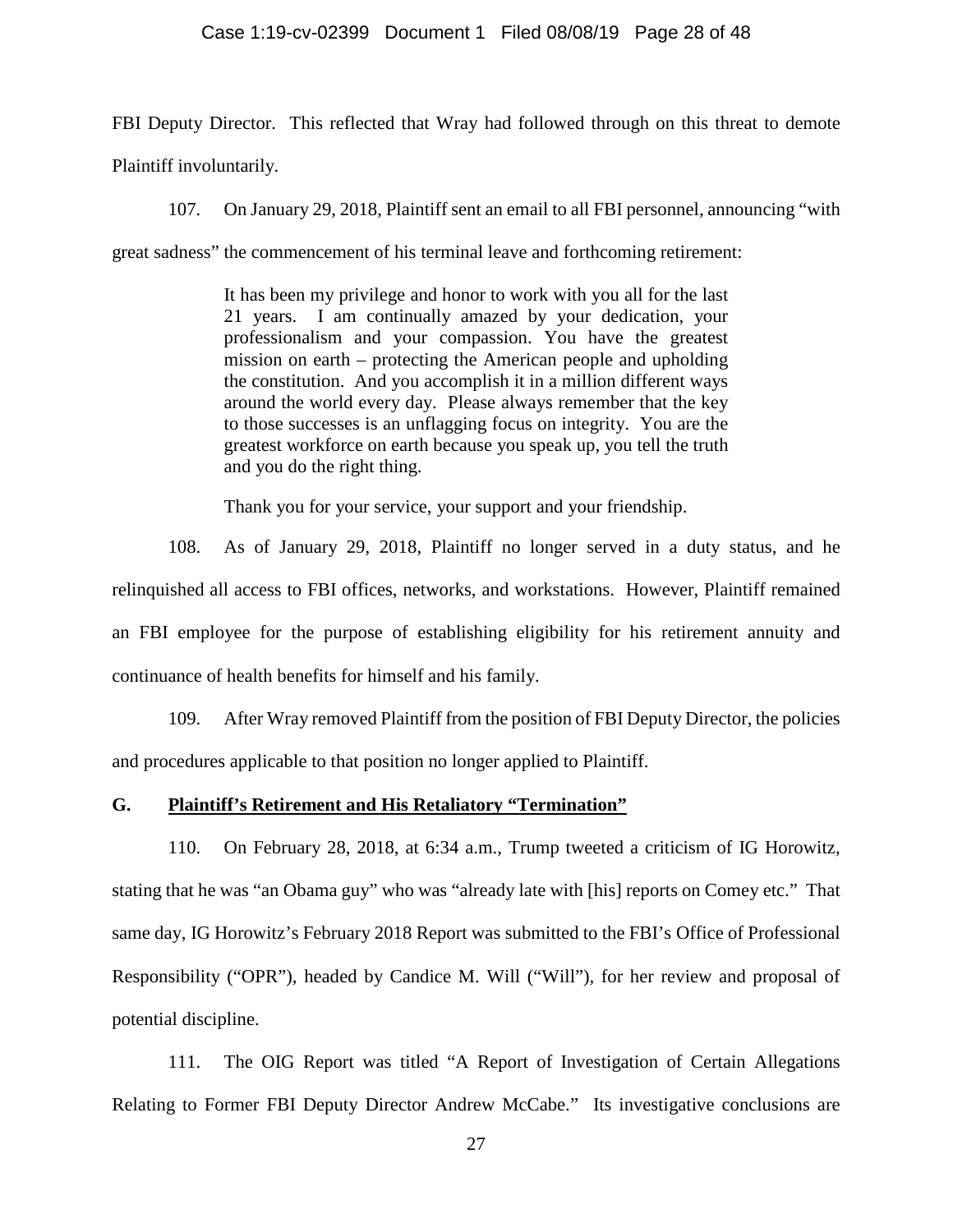FBI Deputy Director. This reflected that Wray had followed through on this threat to demote Plaintiff involuntarily.

107. On January 29, 2018, Plaintiff sent an email to all FBI personnel, announcing "with great sadness" the commencement of his terminal leave and forthcoming retirement:

> It has been my privilege and honor to work with you all for the last 21 years. I am continually amazed by your dedication, your professionalism and your compassion. You have the greatest mission on earth – protecting the American people and upholding the constitution. And you accomplish it in a million different ways around the world every day. Please always remember that the key to those successes is an unflagging focus on integrity. You are the greatest workforce on earth because you speak up, you tell the truth and you do the right thing.
>
> Thank you for your service, your support and your friendship.

108. As of January 29, 2018, Plaintiff no longer served in a duty status, and he relinquished all access to FBI offices, networks, and workstations. However, Plaintiff remained an FBI employee for the purpose of establishing eligibility for his retirement annuity and continuance of health benefits for himself and his family.

109. After Wray removed Plaintiff from the position of FBI Deputy Director, the policies and procedures applicable to that position no longer applied to Plaintiff.

## G. Plaintiff's Retirement and His Retaliatory "Termination"

110. On February 28, 2018, at 6:34 a.m., Trump tweeted a criticism of IG Horowitz, stating that he was "an Obama guy" who was "already late with [his] reports on Comey etc." That same day, IG Horowitz's February 2018 Report was submitted to the FBI's Office of Professional Responsibility ("OPR"), headed by Candice M. Will ("Will"), for her review and proposal of potential discipline.

111. The OIG Report was titled "A Report of Investigation of Certain Allegations Relating to Former FBI Deputy Director Andrew McCabe." Its investigative conclusions are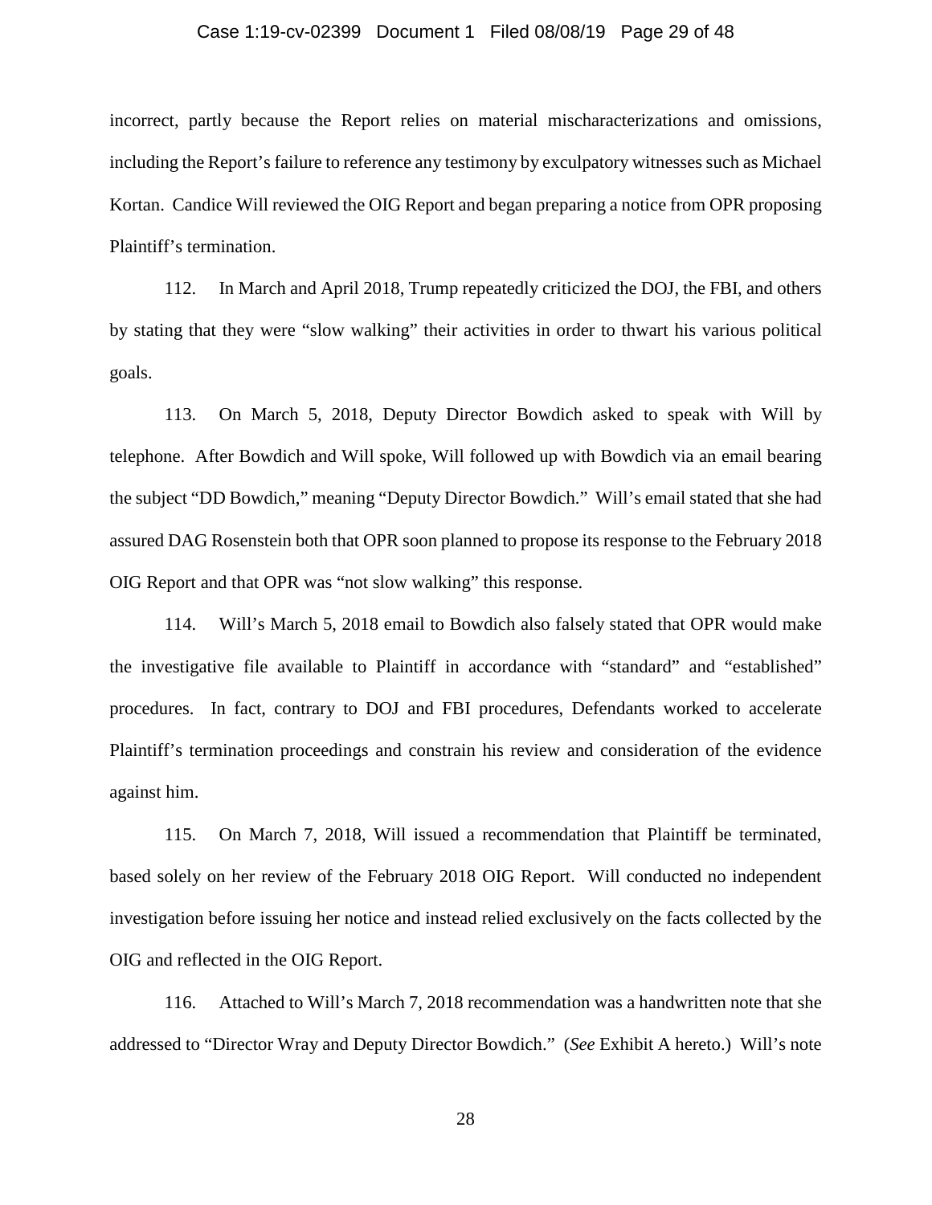incorrect, partly because the Report relies on material mischaracterizations and omissions, including the Report's failure to reference any testimony by exculpatory witnesses such as Michael Kortan. Candice Will reviewed the OIG Report and began preparing a notice from OPR proposing Plaintiff's termination.

112. In March and April 2018, Trump repeatedly criticized the DOJ, the FBI, and others by stating that they were "slow walking" their activities in order to thwart his various political goals.

113. On March 5, 2018, Deputy Director Bowdich asked to speak with Will by telephone. After Bowdich and Will spoke, Will followed up with Bowdich via an email bearing the subject "DD Bowdich," meaning "Deputy Director Bowdich." Will's email stated that she had assured DAG Rosenstein both that OPR soon planned to propose its response to the February 2018 OIG Report and that OPR was "not slow walking" this response.

114. Will's March 5, 2018 email to Bowdich also falsely stated that OPR would make the investigative file available to Plaintiff in accordance with "standard" and "established" procedures. In fact, contrary to DOJ and FBI procedures, Defendants worked to accelerate Plaintiff's termination proceedings and constrain his review and consideration of the evidence against him.

115. On March 7, 2018, Will issued a recommendation that Plaintiff be terminated, based solely on her review of the February 2018 OIG Report. Will conducted no independent investigation before issuing her notice and instead relied exclusively on the facts collected by the OIG and reflected in the OIG Report.

116. Attached to Will's March 7, 2018 recommendation was a handwritten note that she addressed to "Director Wray and Deputy Director Bowdich." (*See* Exhibit A hereto.) Will's note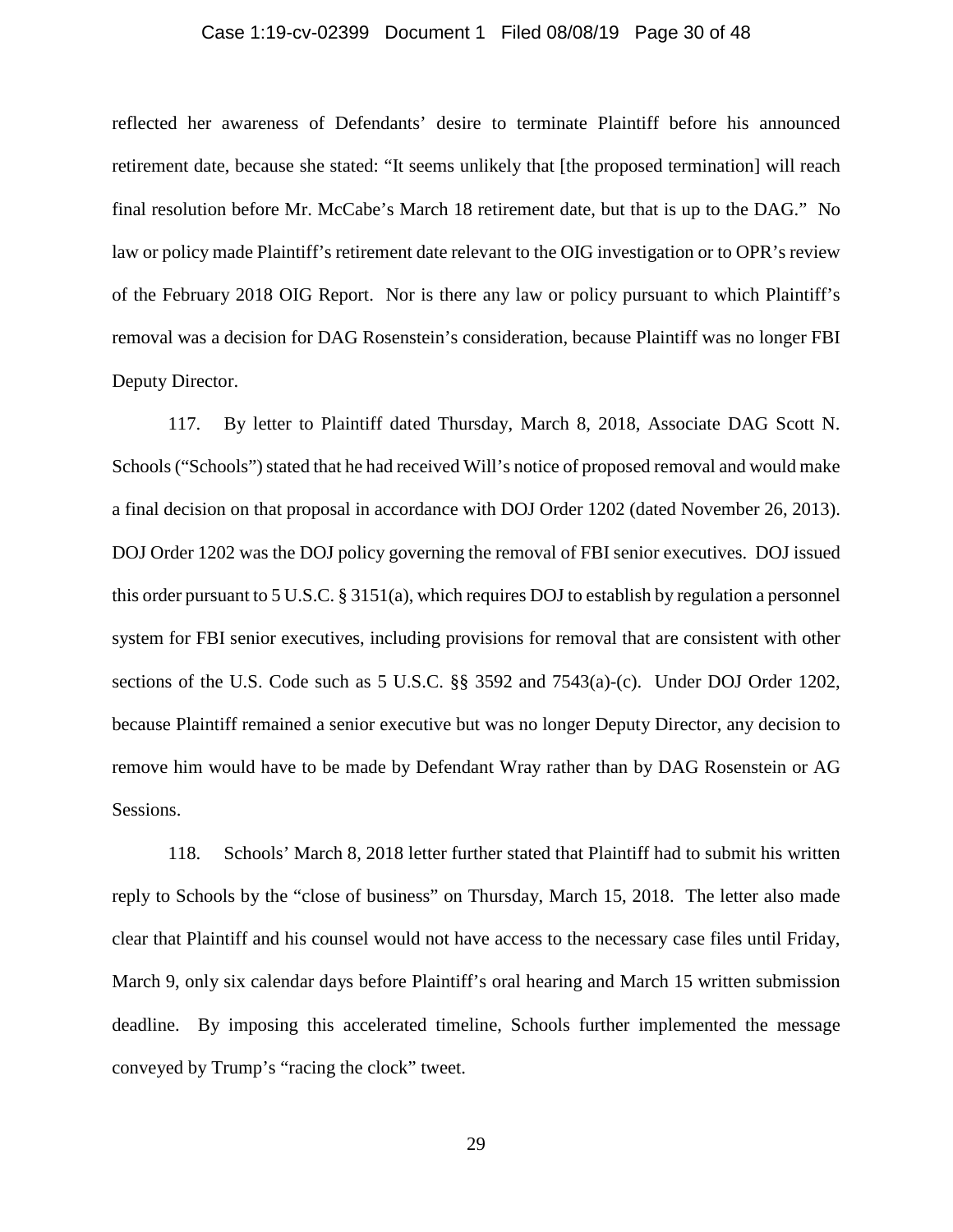reflected her awareness of Defendants' desire to terminate Plaintiff before his announced retirement date, because she stated: "It seems unlikely that [the proposed termination] will reach final resolution before Mr. McCabe's March 18 retirement date, but that is up to the DAG." No law or policy made Plaintiff's retirement date relevant to the OIG investigation or to OPR's review of the February 2018 OIG Report. Nor is there any law or policy pursuant to which Plaintiff's removal was a decision for DAG Rosenstein's consideration, because Plaintiff was no longer FBI Deputy Director.

117. By letter to Plaintiff dated Thursday, March 8, 2018, Associate DAG Scott N. Schools ("Schools") stated that he had received Will's notice of proposed removal and would make a final decision on that proposal in accordance with DOJ Order 1202 (dated November 26, 2013). DOJ Order 1202 was the DOJ policy governing the removal of FBI senior executives. DOJ issued this order pursuant to 5 U.S.C. § 3151(a), which requires DOJ to establish by regulation a personnel system for FBI senior executives, including provisions for removal that are consistent with other sections of the U.S. Code such as 5 U.S.C. §§ 3592 and 7543(a)-(c). Under DOJ Order 1202, because Plaintiff remained a senior executive but was no longer Deputy Director, any decision to remove him would have to be made by Defendant Wray rather than by DAG Rosenstein or AG Sessions.

118. Schools' March 8, 2018 letter further stated that Plaintiff had to submit his written reply to Schools by the "close of business" on Thursday, March 15, 2018. The letter also made clear that Plaintiff and his counsel would not have access to the necessary case files until Friday, March 9, only six calendar days before Plaintiff's oral hearing and March 15 written submission deadline. By imposing this accelerated timeline, Schools further implemented the message conveyed by Trump's "racing the clock" tweet.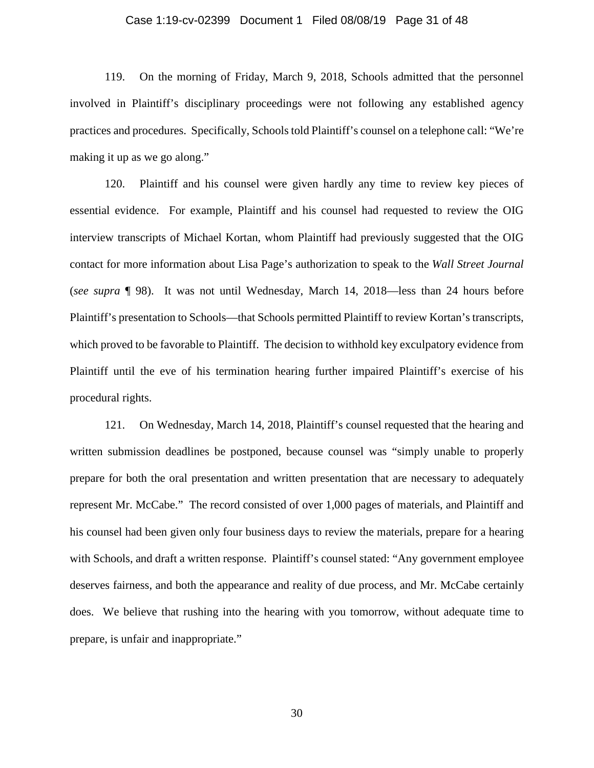119. On the morning of Friday, March 9, 2018, Schools admitted that the personnel involved in Plaintiff's disciplinary proceedings were not following any established agency practices and procedures. Specifically, Schools told Plaintiff's counsel on a telephone call: "We're making it up as we go along."

120. Plaintiff and his counsel were given hardly any time to review key pieces of essential evidence. For example, Plaintiff and his counsel had requested to review the OIG interview transcripts of Michael Kortan, whom Plaintiff had previously suggested that the OIG contact for more information about Lisa Page's authorization to speak to the *Wall Street Journal* (*see supra* ¶ 98). It was not until Wednesday, March 14, 2018—less than 24 hours before Plaintiff's presentation to Schools—that Schools permitted Plaintiff to review Kortan's transcripts, which proved to be favorable to Plaintiff. The decision to withhold key exculpatory evidence from Plaintiff until the eve of his termination hearing further impaired Plaintiff's exercise of his procedural rights.

121. On Wednesday, March 14, 2018, Plaintiff's counsel requested that the hearing and written submission deadlines be postponed, because counsel was "simply unable to properly prepare for both the oral presentation and written presentation that are necessary to adequately represent Mr. McCabe." The record consisted of over 1,000 pages of materials, and Plaintiff and his counsel had been given only four business days to review the materials, prepare for a hearing with Schools, and draft a written response. Plaintiff's counsel stated: "Any government employee deserves fairness, and both the appearance and reality of due process, and Mr. McCabe certainly does. We believe that rushing into the hearing with you tomorrow, without adequate time to prepare, is unfair and inappropriate."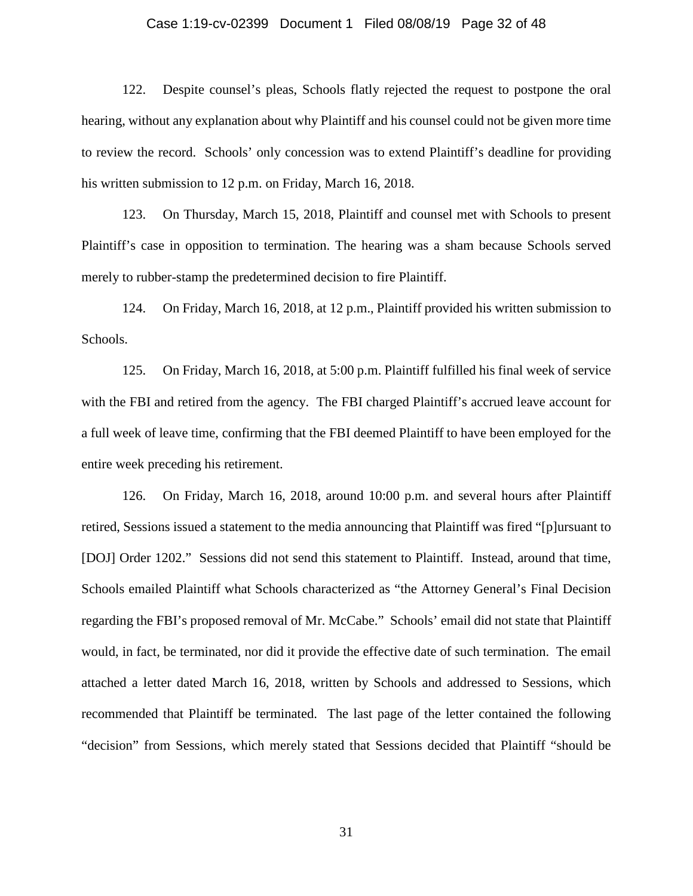122. Despite counsel's pleas, Schools flatly rejected the request to postpone the oral hearing, without any explanation about why Plaintiff and his counsel could not be given more time to review the record. Schools' only concession was to extend Plaintiff's deadline for providing his written submission to 12 p.m. on Friday, March 16, 2018.

123. On Thursday, March 15, 2018, Plaintiff and counsel met with Schools to present Plaintiff's case in opposition to termination. The hearing was a sham because Schools served merely to rubber-stamp the predetermined decision to fire Plaintiff.

124. On Friday, March 16, 2018, at 12 p.m., Plaintiff provided his written submission to Schools.

125. On Friday, March 16, 2018, at 5:00 p.m. Plaintiff fulfilled his final week of service with the FBI and retired from the agency. The FBI charged Plaintiff's accrued leave account for a full week of leave time, confirming that the FBI deemed Plaintiff to have been employed for the entire week preceding his retirement.

126. On Friday, March 16, 2018, around 10:00 p.m. and several hours after Plaintiff retired, Sessions issued a statement to the media announcing that Plaintiff was fired "[p]ursuant to [DOJ] Order 1202." Sessions did not send this statement to Plaintiff. Instead, around that time, Schools emailed Plaintiff what Schools characterized as "the Attorney General's Final Decision regarding the FBI's proposed removal of Mr. McCabe." Schools' email did not state that Plaintiff would, in fact, be terminated, nor did it provide the effective date of such termination. The email attached a letter dated March 16, 2018, written by Schools and addressed to Sessions, which recommended that Plaintiff be terminated. The last page of the letter contained the following "decision" from Sessions, which merely stated that Sessions decided that Plaintiff "should be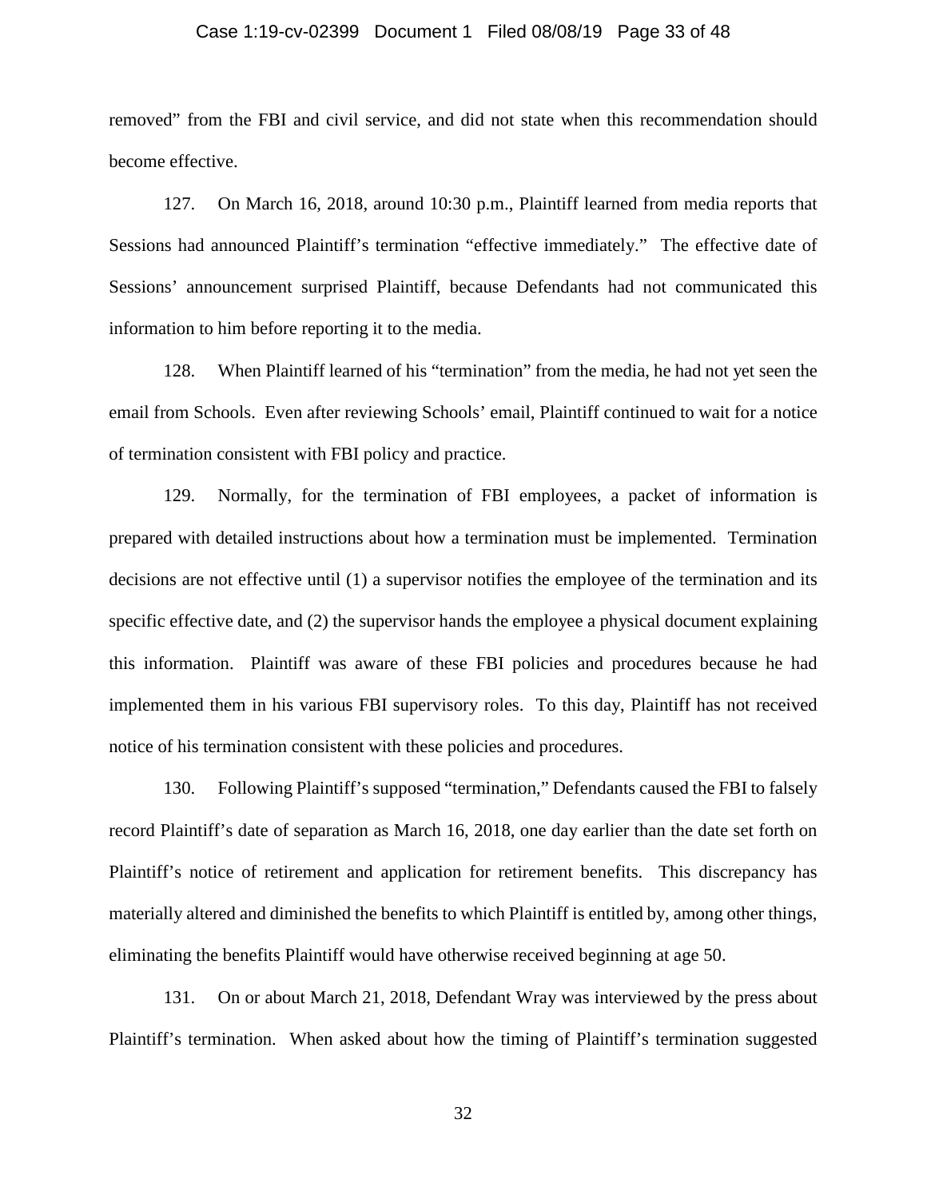removed" from the FBI and civil service, and did not state when this recommendation should become effective.

127. On March 16, 2018, around 10:30 p.m., Plaintiff learned from media reports that Sessions had announced Plaintiff's termination "effective immediately." The effective date of Sessions' announcement surprised Plaintiff, because Defendants had not communicated this information to him before reporting it to the media.

128. When Plaintiff learned of his "termination" from the media, he had not yet seen the email from Schools. Even after reviewing Schools' email, Plaintiff continued to wait for a notice of termination consistent with FBI policy and practice.

129. Normally, for the termination of FBI employees, a packet of information is prepared with detailed instructions about how a termination must be implemented. Termination decisions are not effective until (1) a supervisor notifies the employee of the termination and its specific effective date, and (2) the supervisor hands the employee a physical document explaining this information. Plaintiff was aware of these FBI policies and procedures because he had implemented them in his various FBI supervisory roles. To this day, Plaintiff has not received notice of his termination consistent with these policies and procedures.

130. Following Plaintiff's supposed "termination," Defendants caused the FBI to falsely record Plaintiff's date of separation as March 16, 2018, one day earlier than the date set forth on Plaintiff's notice of retirement and application for retirement benefits. This discrepancy has materially altered and diminished the benefits to which Plaintiff is entitled by, among other things, eliminating the benefits Plaintiff would have otherwise received beginning at age 50.

131. On or about March 21, 2018, Defendant Wray was interviewed by the press about Plaintiff's termination. When asked about how the timing of Plaintiff's termination suggested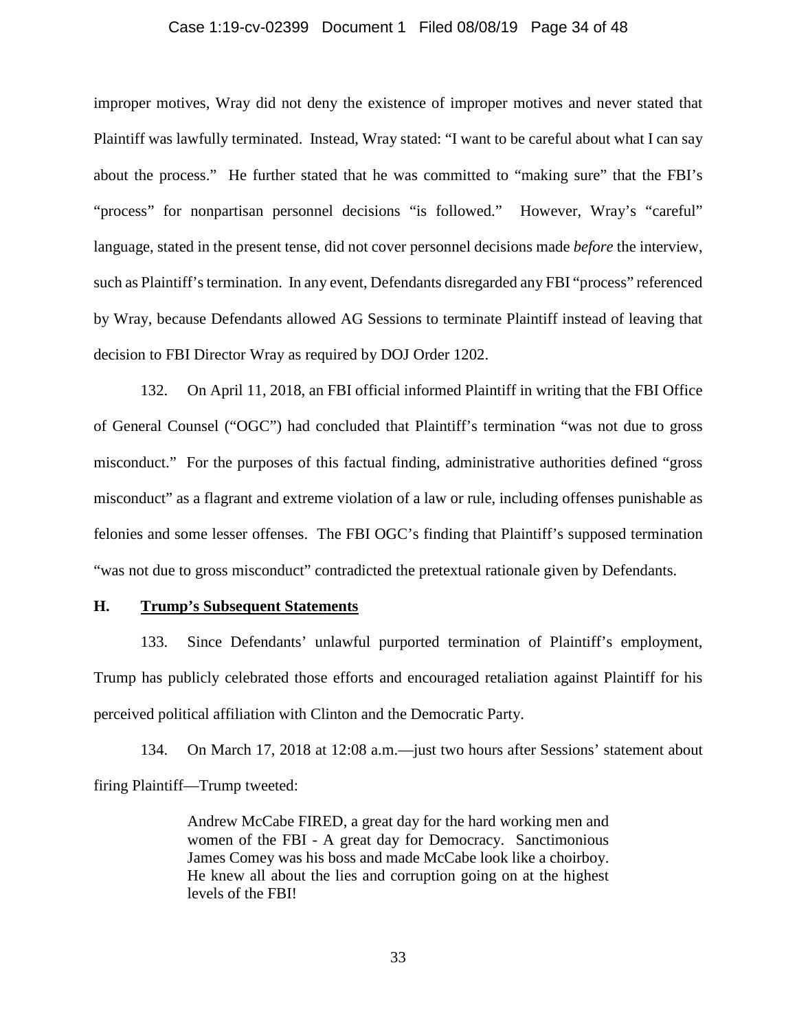improper motives, Wray did not deny the existence of improper motives and never stated that Plaintiff was lawfully terminated. Instead, Wray stated: "I want to be careful about what I can say about the process." He further stated that he was committed to "making sure" that the FBI's "process" for nonpartisan personnel decisions "is followed." However, Wray's "careful" language, stated in the present tense, did not cover personnel decisions made *before* the interview, such as Plaintiff's termination. In any event, Defendants disregarded any FBI "process" referenced by Wray, because Defendants allowed AG Sessions to terminate Plaintiff instead of leaving that decision to FBI Director Wray as required by DOJ Order 1202.

132. On April 11, 2018, an FBI official informed Plaintiff in writing that the FBI Office of General Counsel ("OGC") had concluded that Plaintiff's termination "was not due to gross misconduct." For the purposes of this factual finding, administrative authorities defined "gross misconduct" as a flagrant and extreme violation of a law or rule, including offenses punishable as felonies and some lesser offenses. The FBI OGC's finding that Plaintiff's supposed termination "was not due to gross misconduct" contradicted the pretextual rationale given by Defendants.

## H. <u>Trump's Subsequent Statements</u>

133. Since Defendants' unlawful purported termination of Plaintiff's employment, Trump has publicly celebrated those efforts and encouraged retaliation against Plaintiff for his perceived political affiliation with Clinton and the Democratic Party.

134. On March 17, 2018 at 12:08 a.m.—just two hours after Sessions' statement about firing Plaintiff—Trump tweeted:

> Andrew McCabe FIRED, a great day for the hard working men and women of the FBI - A great day for Democracy. Sanctimonious James Comey was his boss and made McCabe look like a choirboy. He knew all about the lies and corruption going on at the highest levels of the FBI!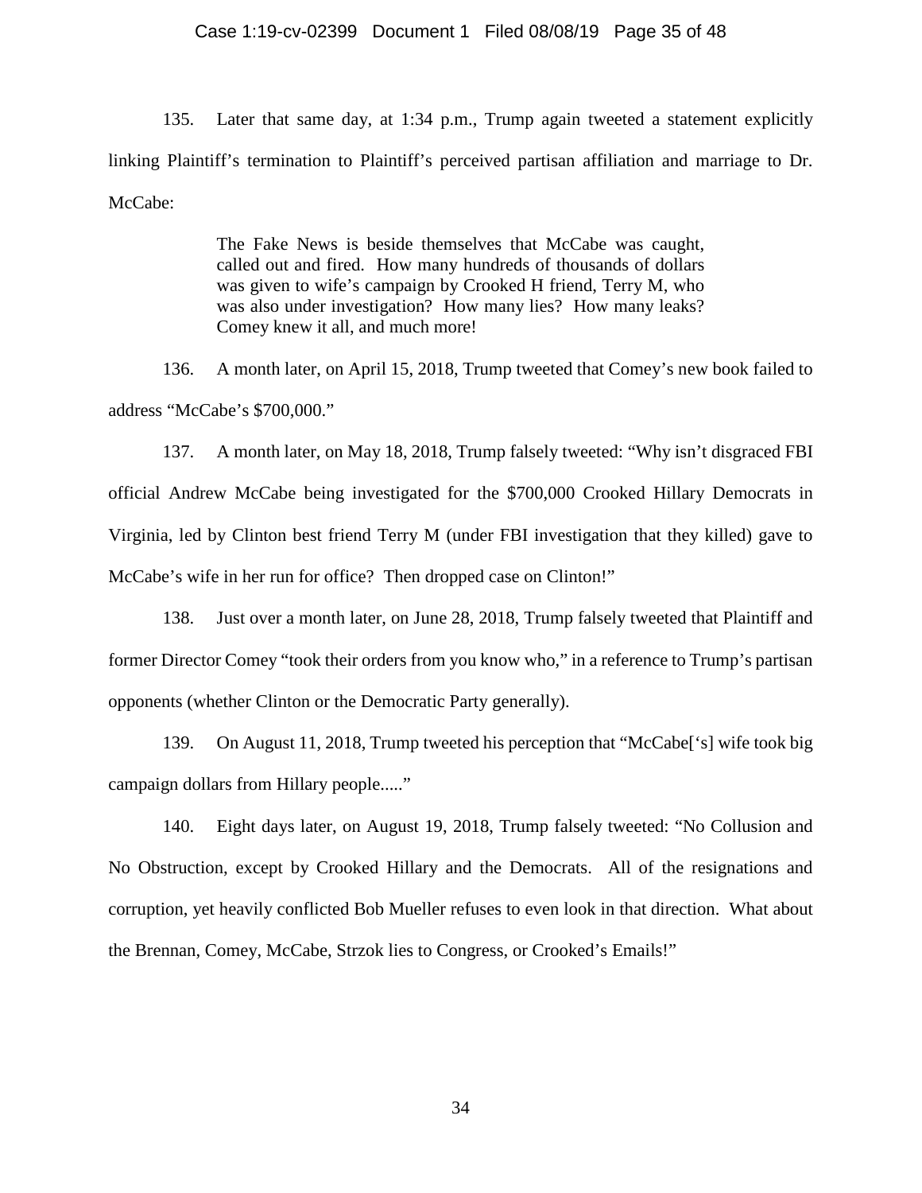135. Later that same day, at 1:34 p.m., Trump again tweeted a statement explicitly linking Plaintiff's termination to Plaintiff's perceived partisan affiliation and marriage to Dr. McCabe:

> The Fake News is beside themselves that McCabe was caught, called out and fired. How many hundreds of thousands of dollars was given to wife's campaign by Crooked H friend, Terry M, who was also under investigation? How many lies? How many leaks? Comey knew it all, and much more!

136. A month later, on April 15, 2018, Trump tweeted that Comey's new book failed to address "McCabe's $700,000."

137. A month later, on May 18, 2018, Trump falsely tweeted: "Why isn't disgraced FBI official Andrew McCabe being investigated for the $700,000 Crooked Hillary Democrats in Virginia, led by Clinton best friend Terry M (under FBI investigation that they killed) gave to McCabe's wife in her run for office? Then dropped case on Clinton!"

138. Just over a month later, on June 28, 2018, Trump falsely tweeted that Plaintiff and former Director Comey "took their orders from you know who," in a reference to Trump's partisan opponents (whether Clinton or the Democratic Party generally).

139. On August 11, 2018, Trump tweeted his perception that "McCabe['s] wife took big campaign dollars from Hillary people....."

140. Eight days later, on August 19, 2018, Trump falsely tweeted: "No Collusion and No Obstruction, except by Crooked Hillary and the Democrats. All of the resignations and corruption, yet heavily conflicted Bob Mueller refuses to even look in that direction. What about the Brennan, Comey, McCabe, Strzok lies to Congress, or Crooked's Emails!"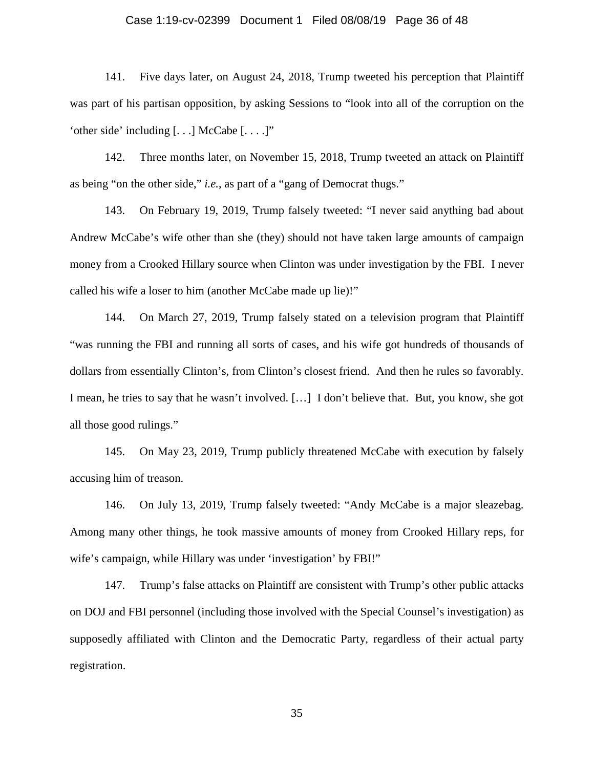141. Five days later, on August 24, 2018, Trump tweeted his perception that Plaintiff was part of his partisan opposition, by asking Sessions to "look into all of the corruption on the 'other side' including [. . .] McCabe [. . . .]"

142. Three months later, on November 15, 2018, Trump tweeted an attack on Plaintiff as being "on the other side," *i.e.*, as part of a "gang of Democrat thugs."

143. On February 19, 2019, Trump falsely tweeted: "I never said anything bad about Andrew McCabe's wife other than she (they) should not have taken large amounts of campaign money from a Crooked Hillary source when Clinton was under investigation by the FBI. I never called his wife a loser to him (another McCabe made up lie)!"

144. On March 27, 2019, Trump falsely stated on a television program that Plaintiff "was running the FBI and running all sorts of cases, and his wife got hundreds of thousands of dollars from essentially Clinton's, from Clinton's closest friend. And then he rules so favorably. I mean, he tries to say that he wasn't involved. […] I don't believe that. But, you know, she got all those good rulings."

145. On May 23, 2019, Trump publicly threatened McCabe with execution by falsely accusing him of treason.

146. On July 13, 2019, Trump falsely tweeted: "Andy McCabe is a major sleazebag. Among many other things, he took massive amounts of money from Crooked Hillary reps, for wife's campaign, while Hillary was under 'investigation' by FBI!"

147. Trump's false attacks on Plaintiff are consistent with Trump's other public attacks on DOJ and FBI personnel (including those involved with the Special Counsel's investigation) as supposedly affiliated with Clinton and the Democratic Party, regardless of their actual party registration.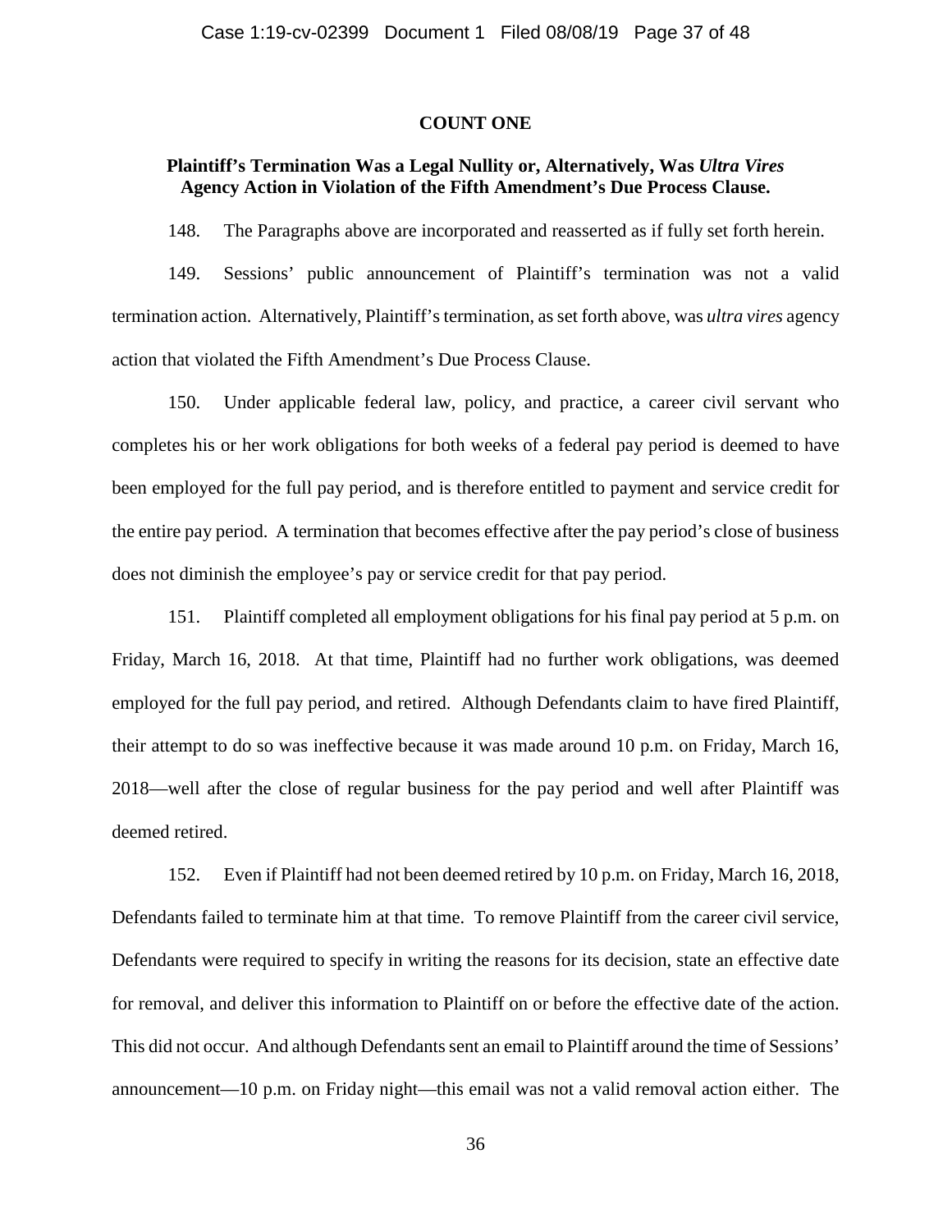**COUNT ONE**

**Plaintiff's Termination Was a Legal Nullity or, Alternatively, Was *Ultra Vires* Agency Action in Violation of the Fifth Amendment's Due Process Clause.**

148. The Paragraphs above are incorporated and reasserted as if fully set forth herein.

149. Sessions' public announcement of Plaintiff's termination was not a valid termination action. Alternatively, Plaintiff's termination, as set forth above, was *ultra vires* agency action that violated the Fifth Amendment's Due Process Clause.

150. Under applicable federal law, policy, and practice, a career civil servant who completes his or her work obligations for both weeks of a federal pay period is deemed to have been employed for the full pay period, and is therefore entitled to payment and service credit for the entire pay period. A termination that becomes effective after the pay period's close of business does not diminish the employee's pay or service credit for that pay period.

151. Plaintiff completed all employment obligations for his final pay period at 5 p.m. on Friday, March 16, 2018. At that time, Plaintiff had no further work obligations, was deemed employed for the full pay period, and retired. Although Defendants claim to have fired Plaintiff, their attempt to do so was ineffective because it was made around 10 p.m. on Friday, March 16, 2018—well after the close of regular business for the pay period and well after Plaintiff was deemed retired.

152. Even if Plaintiff had not been deemed retired by 10 p.m. on Friday, March 16, 2018, Defendants failed to terminate him at that time. To remove Plaintiff from the career civil service, Defendants were required to specify in writing the reasons for its decision, state an effective date for removal, and deliver this information to Plaintiff on or before the effective date of the action. This did not occur. And although Defendants sent an email to Plaintiff around the time of Sessions' announcement—10 p.m. on Friday night—this email was not a valid removal action either. The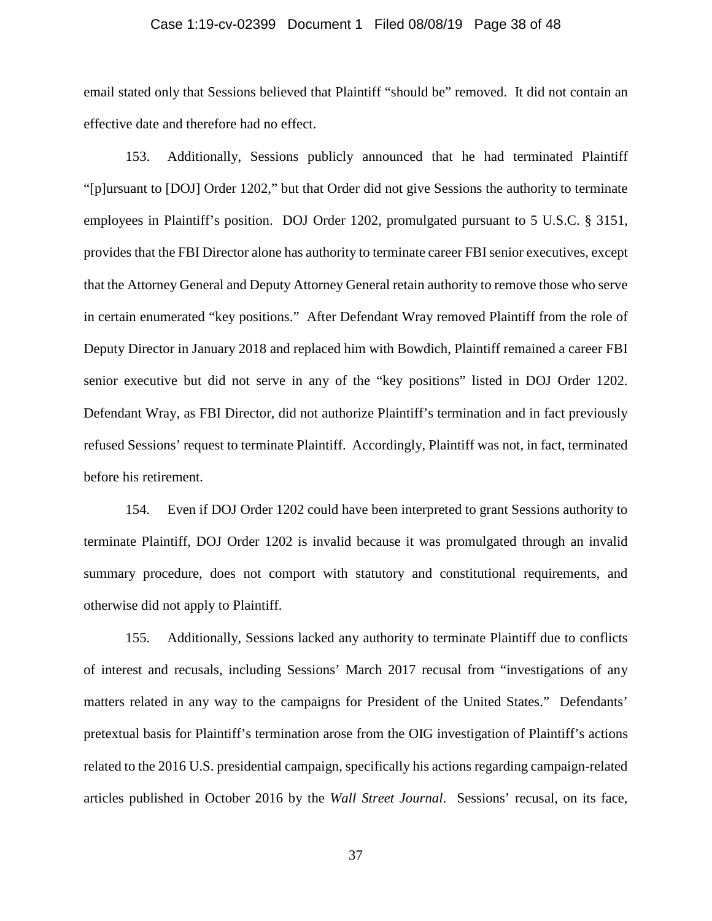email stated only that Sessions believed that Plaintiff "should be" removed. It did not contain an effective date and therefore had no effect.

153. Additionally, Sessions publicly announced that he had terminated Plaintiff "[p]ursuant to [DOJ] Order 1202," but that Order did not give Sessions the authority to terminate employees in Plaintiff's position. DOJ Order 1202, promulgated pursuant to 5 U.S.C. § 3151, provides that the FBI Director alone has authority to terminate career FBI senior executives, except that the Attorney General and Deputy Attorney General retain authority to remove those who serve in certain enumerated "key positions." After Defendant Wray removed Plaintiff from the role of Deputy Director in January 2018 and replaced him with Bowdich, Plaintiff remained a career FBI senior executive but did not serve in any of the "key positions" listed in DOJ Order 1202. Defendant Wray, as FBI Director, did not authorize Plaintiff's termination and in fact previously refused Sessions' request to terminate Plaintiff. Accordingly, Plaintiff was not, in fact, terminated before his retirement.

154. Even if DOJ Order 1202 could have been interpreted to grant Sessions authority to terminate Plaintiff, DOJ Order 1202 is invalid because it was promulgated through an invalid summary procedure, does not comport with statutory and constitutional requirements, and otherwise did not apply to Plaintiff.

155. Additionally, Sessions lacked any authority to terminate Plaintiff due to conflicts of interest and recusals, including Sessions' March 2017 recusal from "investigations of any matters related in any way to the campaigns for President of the United States." Defendants' pretextual basis for Plaintiff's termination arose from the OIG investigation of Plaintiff's actions related to the 2016 U.S. presidential campaign, specifically his actions regarding campaign-related articles published in October 2016 by the *Wall Street Journal*. Sessions' recusal, on its face,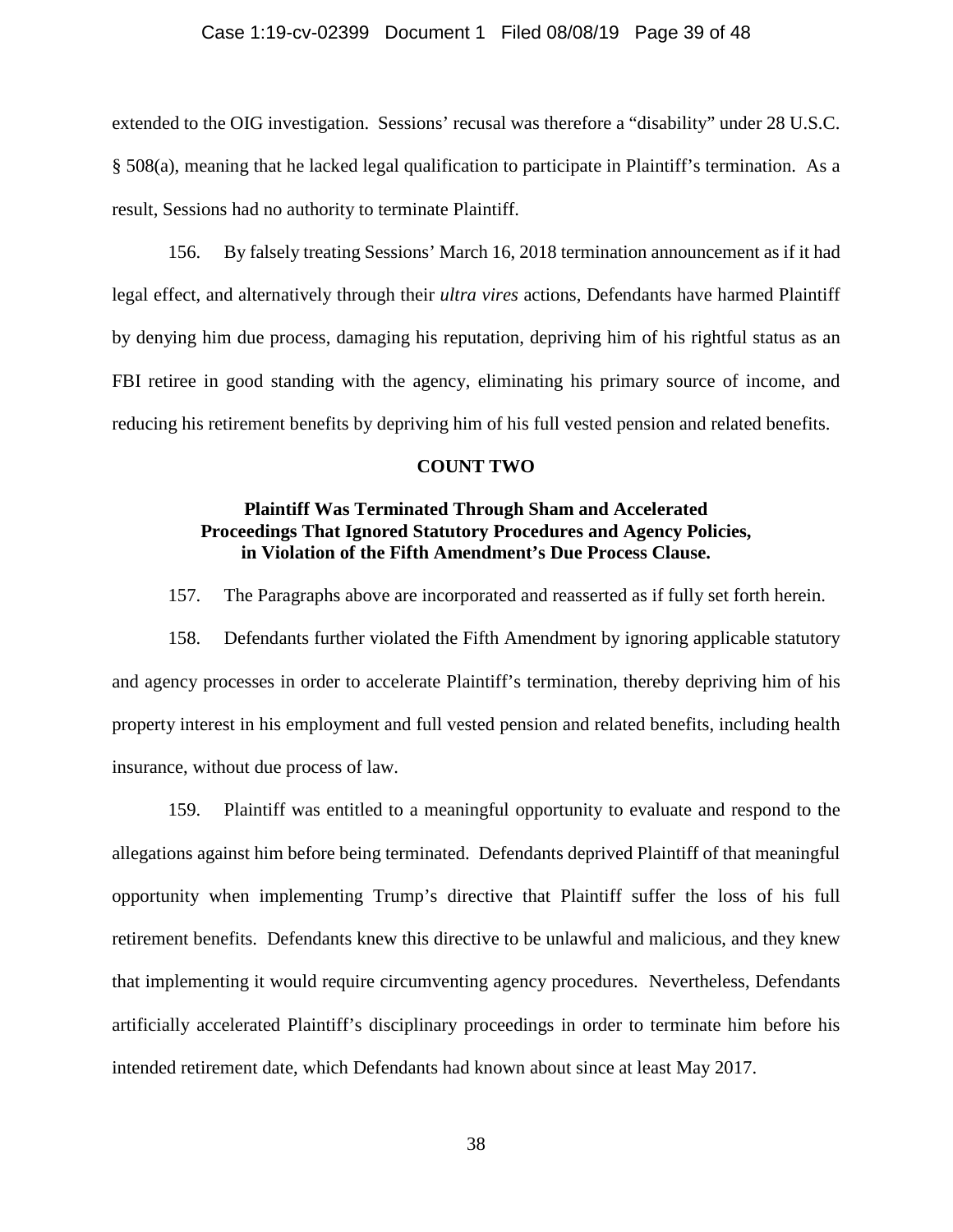extended to the OIG investigation. Sessions' recusal was therefore a "disability" under 28 U.S.C. § 508(a), meaning that he lacked legal qualification to participate in Plaintiff's termination. As a result, Sessions had no authority to terminate Plaintiff.

156. By falsely treating Sessions' March 16, 2018 termination announcement as if it had legal effect, and alternatively through their *ultra vires* actions, Defendants have harmed Plaintiff by denying him due process, damaging his reputation, depriving him of his rightful status as an FBI retiree in good standing with the agency, eliminating his primary source of income, and reducing his retirement benefits by depriving him of his full vested pension and related benefits.

## COUNT TWO

### Plaintiff Was Terminated Through Sham and Accelerated Proceedings That Ignored Statutory Procedures and Agency Policies, in Violation of the Fifth Amendment's Due Process Clause.

157. The Paragraphs above are incorporated and reasserted as if fully set forth herein.

158. Defendants further violated the Fifth Amendment by ignoring applicable statutory and agency processes in order to accelerate Plaintiff's termination, thereby depriving him of his property interest in his employment and full vested pension and related benefits, including health insurance, without due process of law.

159. Plaintiff was entitled to a meaningful opportunity to evaluate and respond to the allegations against him before being terminated. Defendants deprived Plaintiff of that meaningful opportunity when implementing Trump's directive that Plaintiff suffer the loss of his full retirement benefits. Defendants knew this directive to be unlawful and malicious, and they knew that implementing it would require circumventing agency procedures. Nevertheless, Defendants artificially accelerated Plaintiff's disciplinary proceedings in order to terminate him before his intended retirement date, which Defendants had known about since at least May 2017.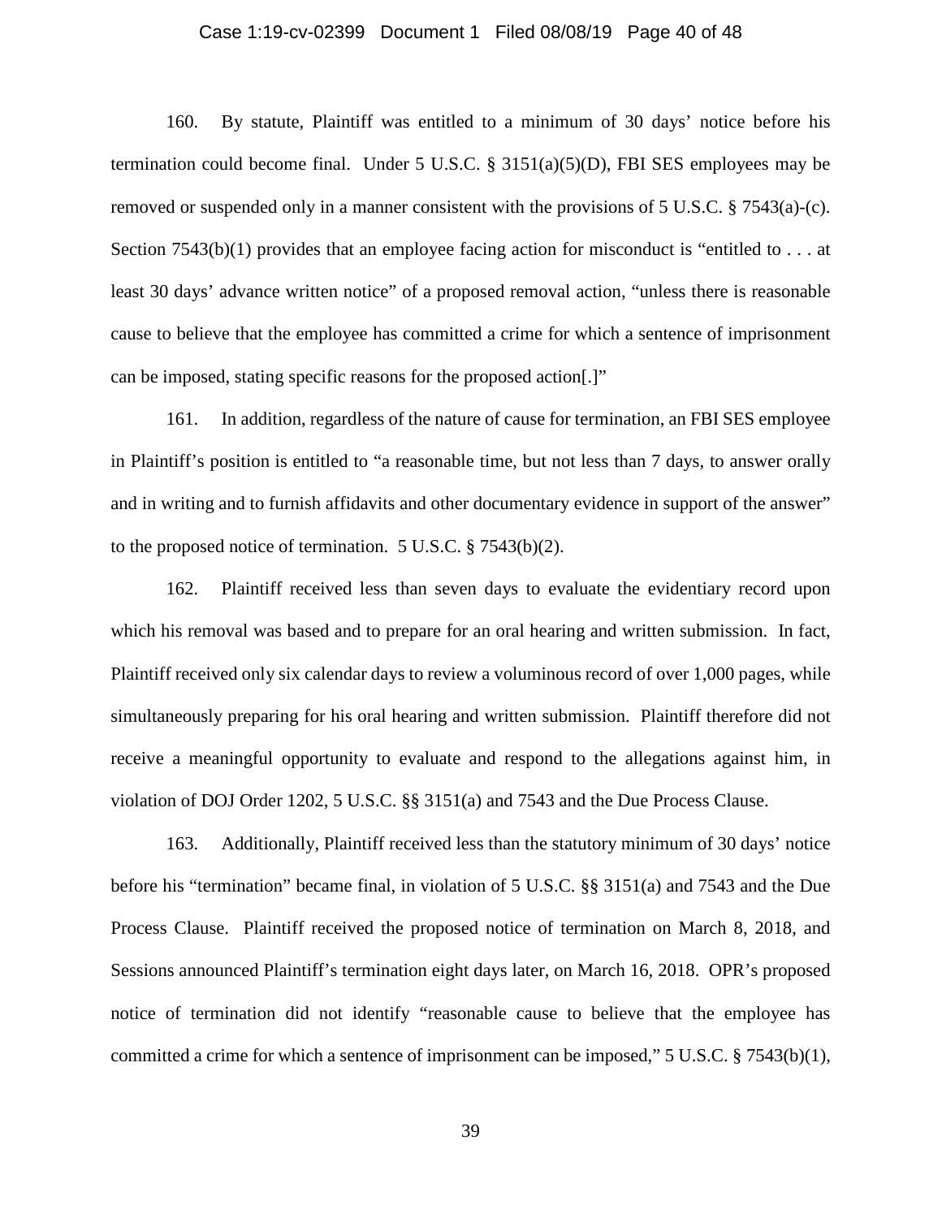160. By statute, Plaintiff was entitled to a minimum of 30 days' notice before his termination could become final. Under 5 U.S.C. § 3151(a)(5)(D), FBI SES employees may be removed or suspended only in a manner consistent with the provisions of 5 U.S.C. § 7543(a)-(c). Section 7543(b)(1) provides that an employee facing action for misconduct is "entitled to . . . at least 30 days' advance written notice" of a proposed removal action, "unless there is reasonable cause to believe that the employee has committed a crime for which a sentence of imprisonment can be imposed, stating specific reasons for the proposed action[.]"

161. In addition, regardless of the nature of cause for termination, an FBI SES employee in Plaintiff's position is entitled to "a reasonable time, but not less than 7 days, to answer orally and in writing and to furnish affidavits and other documentary evidence in support of the answer" to the proposed notice of termination. 5 U.S.C. § 7543(b)(2).

162. Plaintiff received less than seven days to evaluate the evidentiary record upon which his removal was based and to prepare for an oral hearing and written submission. In fact, Plaintiff received only six calendar days to review a voluminous record of over 1,000 pages, while simultaneously preparing for his oral hearing and written submission. Plaintiff therefore did not receive a meaningful opportunity to evaluate and respond to the allegations against him, in violation of DOJ Order 1202, 5 U.S.C. §§ 3151(a) and 7543 and the Due Process Clause.

163. Additionally, Plaintiff received less than the statutory minimum of 30 days' notice before his "termination" became final, in violation of 5 U.S.C. §§ 3151(a) and 7543 and the Due Process Clause. Plaintiff received the proposed notice of termination on March 8, 2018, and Sessions announced Plaintiff's termination eight days later, on March 16, 2018. OPR's proposed notice of termination did not identify "reasonable cause to believe that the employee has committed a crime for which a sentence of imprisonment can be imposed," 5 U.S.C. § 7543(b)(1),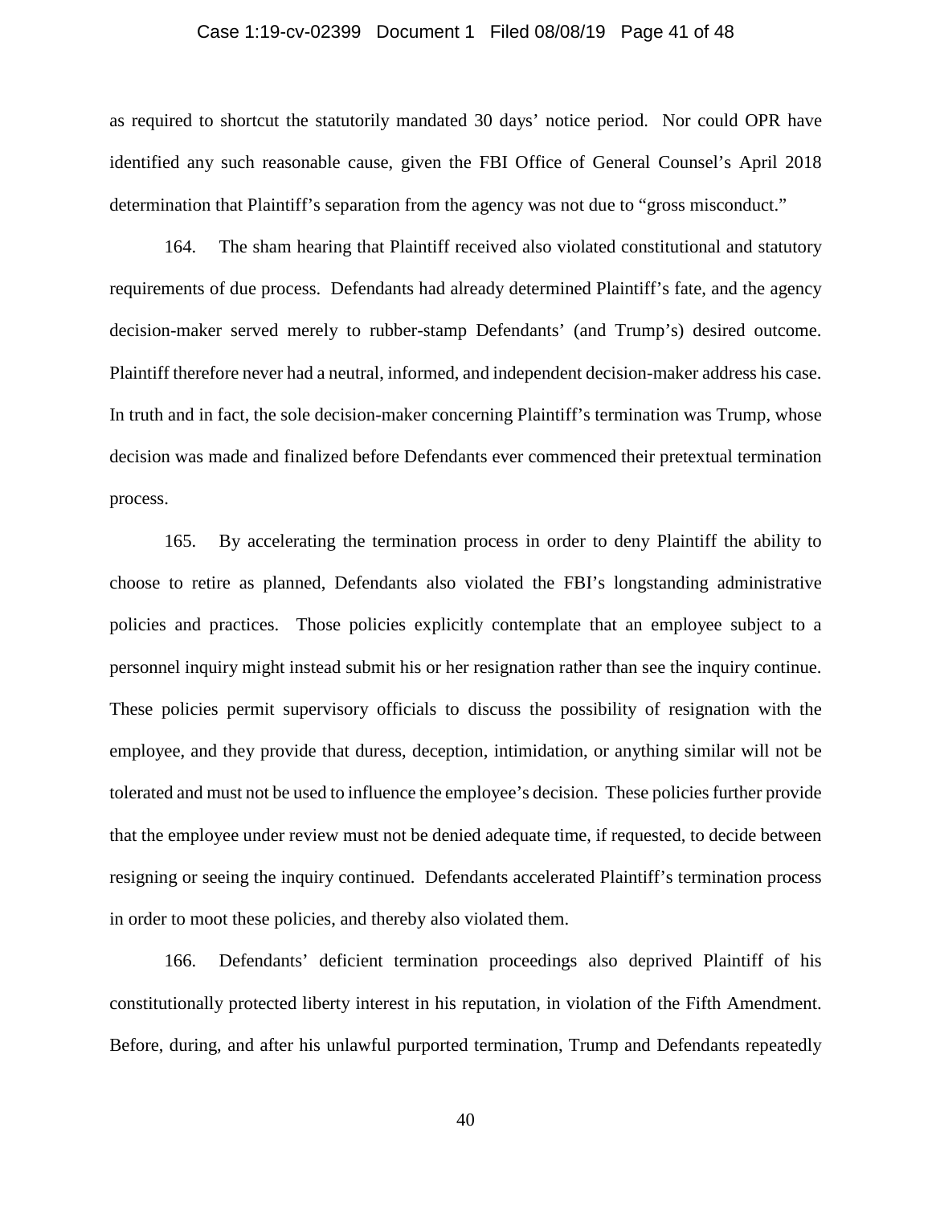as required to shortcut the statutorily mandated 30 days' notice period. Nor could OPR have identified any such reasonable cause, given the FBI Office of General Counsel's April 2018 determination that Plaintiff's separation from the agency was not due to "gross misconduct."

164. The sham hearing that Plaintiff received also violated constitutional and statutory requirements of due process. Defendants had already determined Plaintiff's fate, and the agency decision-maker served merely to rubber-stamp Defendants' (and Trump's) desired outcome. Plaintiff therefore never had a neutral, informed, and independent decision-maker address his case. In truth and in fact, the sole decision-maker concerning Plaintiff's termination was Trump, whose decision was made and finalized before Defendants ever commenced their pretextual termination process.

165. By accelerating the termination process in order to deny Plaintiff the ability to choose to retire as planned, Defendants also violated the FBI's longstanding administrative policies and practices. Those policies explicitly contemplate that an employee subject to a personnel inquiry might instead submit his or her resignation rather than see the inquiry continue. These policies permit supervisory officials to discuss the possibility of resignation with the employee, and they provide that duress, deception, intimidation, or anything similar will not be tolerated and must not be used to influence the employee's decision. These policies further provide that the employee under review must not be denied adequate time, if requested, to decide between resigning or seeing the inquiry continued. Defendants accelerated Plaintiff's termination process in order to moot these policies, and thereby also violated them.

166. Defendants' deficient termination proceedings also deprived Plaintiff of his constitutionally protected liberty interest in his reputation, in violation of the Fifth Amendment. Before, during, and after his unlawful purported termination, Trump and Defendants repeatedly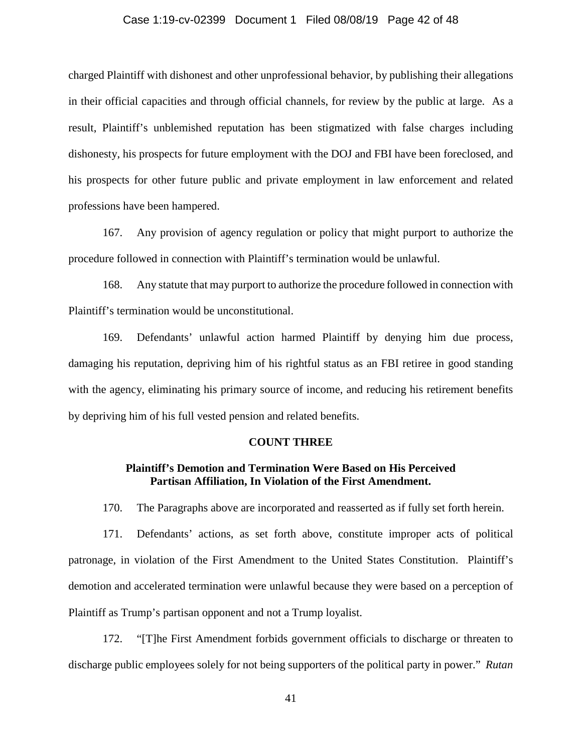charged Plaintiff with dishonest and other unprofessional behavior, by publishing their allegations in their official capacities and through official channels, for review by the public at large. As a result, Plaintiff's unblemished reputation has been stigmatized with false charges including dishonesty, his prospects for future employment with the DOJ and FBI have been foreclosed, and his prospects for other future public and private employment in law enforcement and related professions have been hampered.

167. Any provision of agency regulation or policy that might purport to authorize the procedure followed in connection with Plaintiff's termination would be unlawful.

168. Any statute that may purport to authorize the procedure followed in connection with Plaintiff's termination would be unconstitutional.

169. Defendants' unlawful action harmed Plaintiff by denying him due process, damaging his reputation, depriving him of his rightful status as an FBI retiree in good standing with the agency, eliminating his primary source of income, and reducing his retirement benefits by depriving him of his full vested pension and related benefits.

## COUNT THREE

### Plaintiff's Demotion and Termination Were Based on His Perceived Partisan Affiliation, In Violation of the First Amendment.

170. The Paragraphs above are incorporated and reasserted as if fully set forth herein.

171. Defendants' actions, as set forth above, constitute improper acts of political patronage, in violation of the First Amendment to the United States Constitution. Plaintiff's demotion and accelerated termination were unlawful because they were based on a perception of Plaintiff as Trump's partisan opponent and not a Trump loyalist.

172. "[T]he First Amendment forbids government officials to discharge or threaten to discharge public employees solely for not being supporters of the political party in power." *Rutan*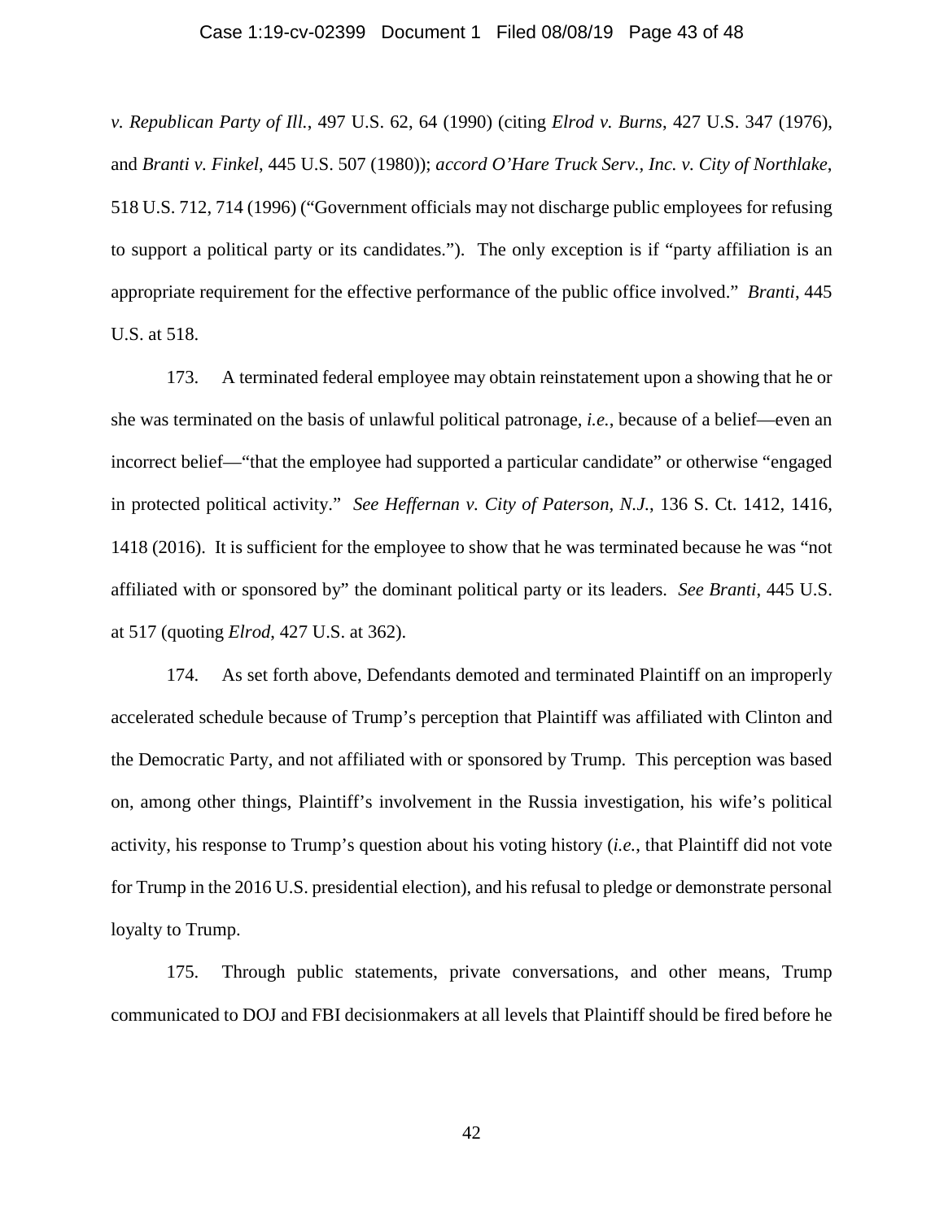*v. Republican Party of Ill.*, 497 U.S. 62, 64 (1990) (citing *Elrod v. Burns*, 427 U.S. 347 (1976), and *Branti v. Finkel*, 445 U.S. 507 (1980)); *accord O'Hare Truck Serv., Inc. v. City of Northlake*, 518 U.S. 712, 714 (1996) ("Government officials may not discharge public employees for refusing to support a political party or its candidates."). The only exception is if "party affiliation is an appropriate requirement for the effective performance of the public office involved." *Branti*, 445 U.S. at 518.

173. A terminated federal employee may obtain reinstatement upon a showing that he or she was terminated on the basis of unlawful political patronage, *i.e.*, because of a belief—even an incorrect belief—"that the employee had supported a particular candidate" or otherwise "engaged in protected political activity." *See Heffernan v. City of Paterson, N.J.*, 136 S. Ct. 1412, 1416, 1418 (2016). It is sufficient for the employee to show that he was terminated because he was "not affiliated with or sponsored by" the dominant political party or its leaders. *See Branti*, 445 U.S. at 517 (quoting *Elrod*, 427 U.S. at 362).

174. As set forth above, Defendants demoted and terminated Plaintiff on an improperly accelerated schedule because of Trump's perception that Plaintiff was affiliated with Clinton and the Democratic Party, and not affiliated with or sponsored by Trump. This perception was based on, among other things, Plaintiff's involvement in the Russia investigation, his wife's political activity, his response to Trump's question about his voting history (*i.e.*, that Plaintiff did not vote for Trump in the 2016 U.S. presidential election), and his refusal to pledge or demonstrate personal loyalty to Trump.

175. Through public statements, private conversations, and other means, Trump communicated to DOJ and FBI decisionmakers at all levels that Plaintiff should be fired before he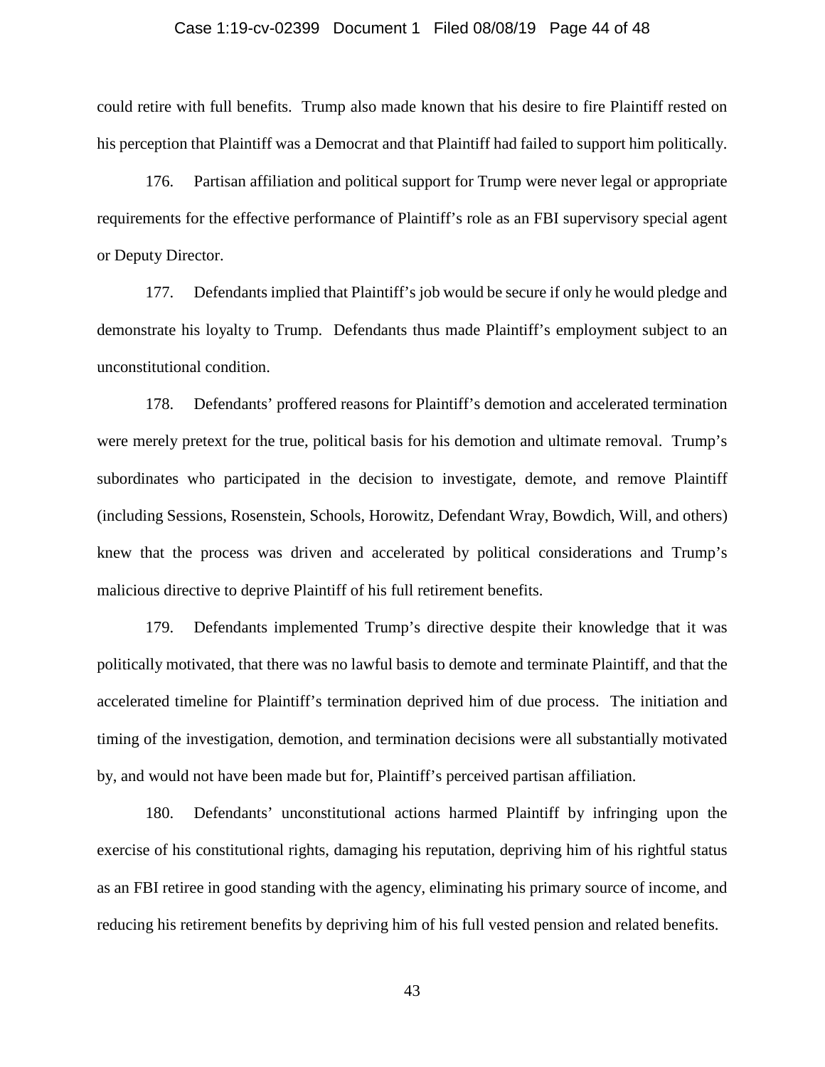could retire with full benefits. Trump also made known that his desire to fire Plaintiff rested on his perception that Plaintiff was a Democrat and that Plaintiff had failed to support him politically.

176. Partisan affiliation and political support for Trump were never legal or appropriate requirements for the effective performance of Plaintiff's role as an FBI supervisory special agent or Deputy Director.

177. Defendants implied that Plaintiff's job would be secure if only he would pledge and demonstrate his loyalty to Trump. Defendants thus made Plaintiff's employment subject to an unconstitutional condition.

178. Defendants' proffered reasons for Plaintiff's demotion and accelerated termination were merely pretext for the true, political basis for his demotion and ultimate removal. Trump's subordinates who participated in the decision to investigate, demote, and remove Plaintiff (including Sessions, Rosenstein, Schools, Horowitz, Defendant Wray, Bowdich, Will, and others) knew that the process was driven and accelerated by political considerations and Trump's malicious directive to deprive Plaintiff of his full retirement benefits.

179. Defendants implemented Trump's directive despite their knowledge that it was politically motivated, that there was no lawful basis to demote and terminate Plaintiff, and that the accelerated timeline for Plaintiff's termination deprived him of due process. The initiation and timing of the investigation, demotion, and termination decisions were all substantially motivated by, and would not have been made but for, Plaintiff's perceived partisan affiliation.

180. Defendants' unconstitutional actions harmed Plaintiff by infringing upon the exercise of his constitutional rights, damaging his reputation, depriving him of his rightful status as an FBI retiree in good standing with the agency, eliminating his primary source of income, and reducing his retirement benefits by depriving him of his full vested pension and related benefits.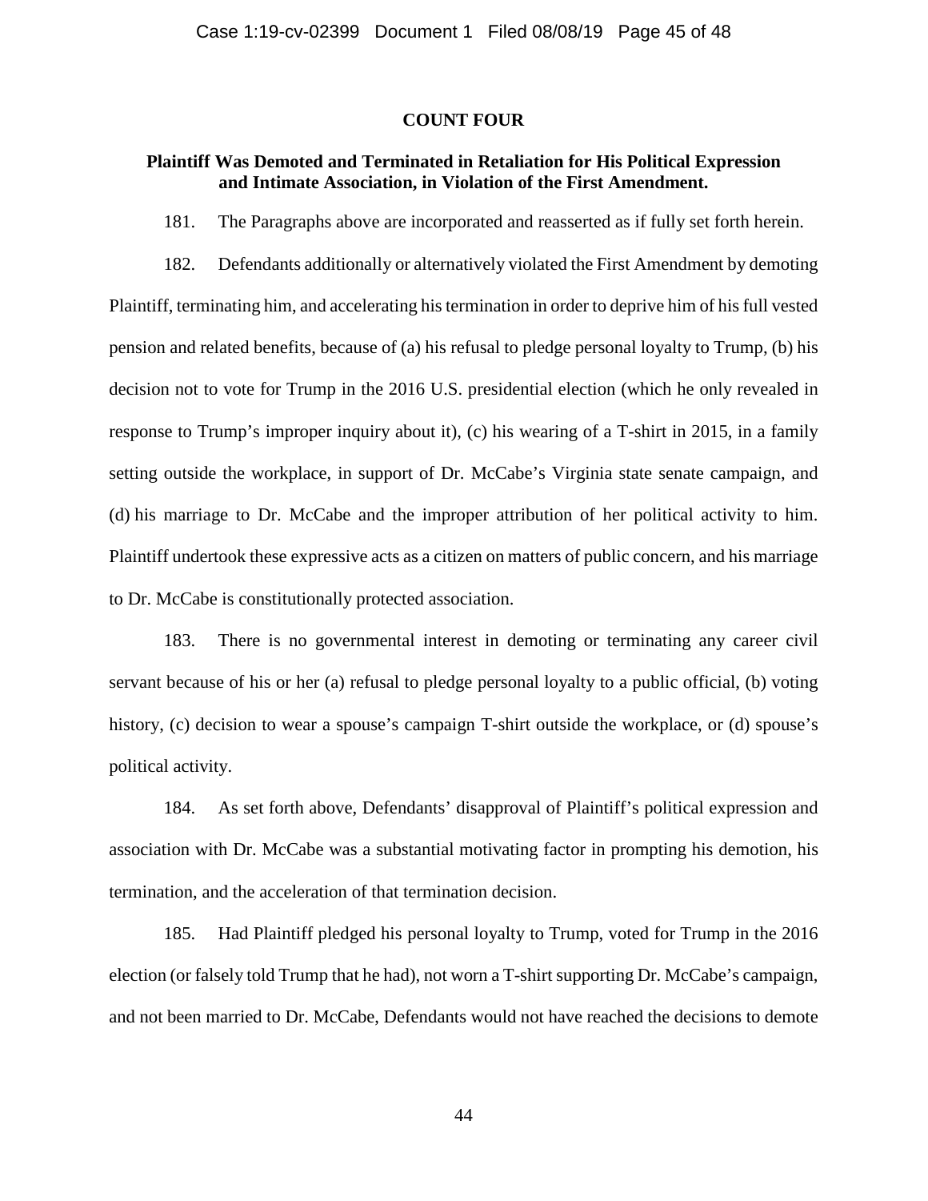## COUNT FOUR

### Plaintiff Was Demoted and Terminated in Retaliation for His Political Expression and Intimate Association, in Violation of the First Amendment.

181. The Paragraphs above are incorporated and reasserted as if fully set forth herein.

182. Defendants additionally or alternatively violated the First Amendment by demoting Plaintiff, terminating him, and accelerating his termination in order to deprive him of his full vested pension and related benefits, because of (a) his refusal to pledge personal loyalty to Trump, (b) his decision not to vote for Trump in the 2016 U.S. presidential election (which he only revealed in response to Trump's improper inquiry about it), (c) his wearing of a T-shirt in 2015, in a family setting outside the workplace, in support of Dr. McCabe's Virginia state senate campaign, and (d) his marriage to Dr. McCabe and the improper attribution of her political activity to him. Plaintiff undertook these expressive acts as a citizen on matters of public concern, and his marriage to Dr. McCabe is constitutionally protected association.

183. There is no governmental interest in demoting or terminating any career civil servant because of his or her (a) refusal to pledge personal loyalty to a public official, (b) voting history, (c) decision to wear a spouse's campaign T-shirt outside the workplace, or (d) spouse's political activity.

184. As set forth above, Defendants' disapproval of Plaintiff's political expression and association with Dr. McCabe was a substantial motivating factor in prompting his demotion, his termination, and the acceleration of that termination decision.

185. Had Plaintiff pledged his personal loyalty to Trump, voted for Trump in the 2016 election (or falsely told Trump that he had), not worn a T-shirt supporting Dr. McCabe's campaign, and not been married to Dr. McCabe, Defendants would not have reached the decisions to demote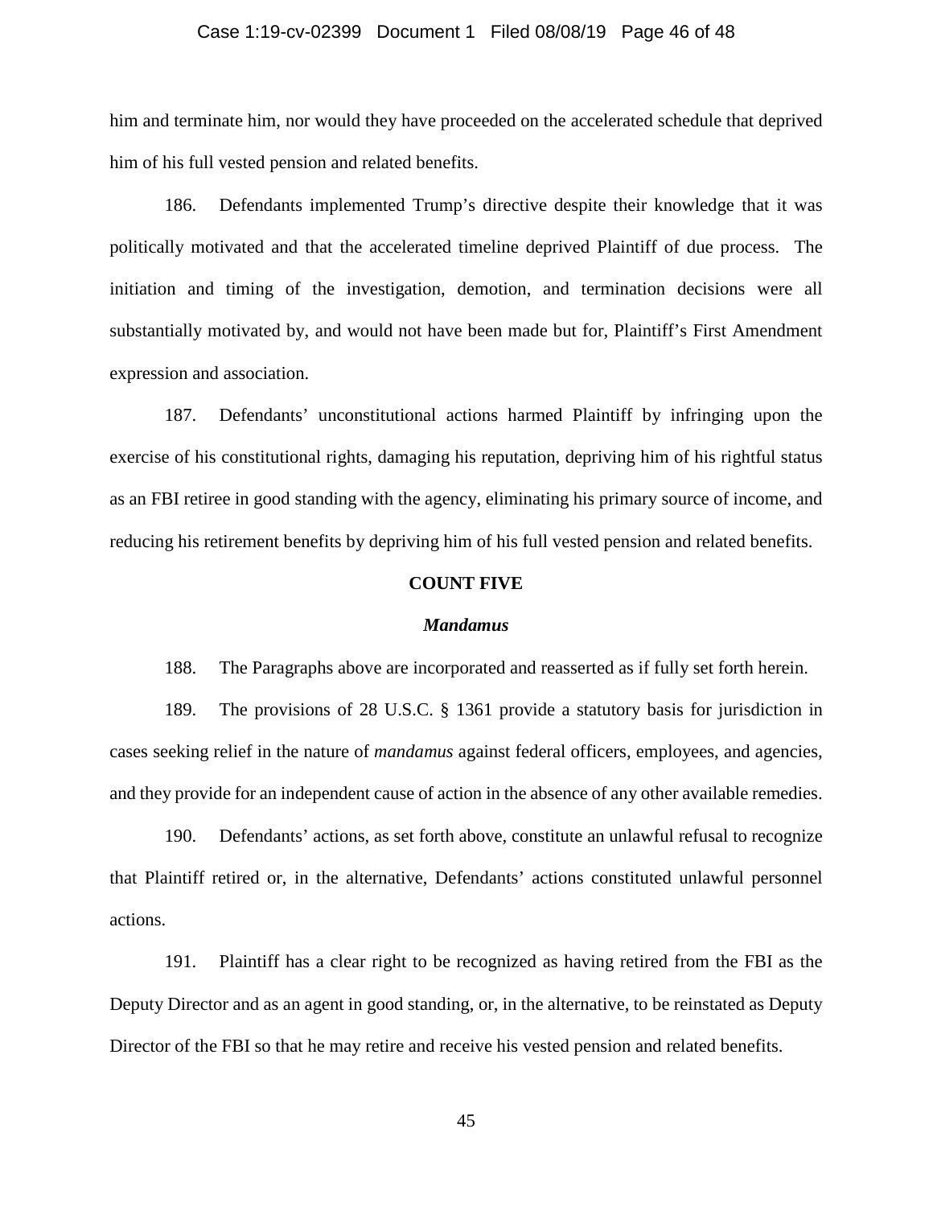him and terminate him, nor would they have proceeded on the accelerated schedule that deprived him of his full vested pension and related benefits.

186. Defendants implemented Trump's directive despite their knowledge that it was politically motivated and that the accelerated timeline deprived Plaintiff of due process. The initiation and timing of the investigation, demotion, and termination decisions were all substantially motivated by, and would not have been made but for, Plaintiff's First Amendment expression and association.

187. Defendants' unconstitutional actions harmed Plaintiff by infringing upon the exercise of his constitutional rights, damaging his reputation, depriving him of his rightful status as an FBI retiree in good standing with the agency, eliminating his primary source of income, and reducing his retirement benefits by depriving him of his full vested pension and related benefits.

## COUNT FIVE

### *Mandamus*

188. The Paragraphs above are incorporated and reasserted as if fully set forth herein.

189. The provisions of 28 U.S.C. § 1361 provide a statutory basis for jurisdiction in cases seeking relief in the nature of *mandamus* against federal officers, employees, and agencies, and they provide for an independent cause of action in the absence of any other available remedies.

190. Defendants' actions, as set forth above, constitute an unlawful refusal to recognize that Plaintiff retired or, in the alternative, Defendants' actions constituted unlawful personnel actions.

191. Plaintiff has a clear right to be recognized as having retired from the FBI as the Deputy Director and as an agent in good standing, or, in the alternative, to be reinstated as Deputy Director of the FBI so that he may retire and receive his vested pension and related benefits.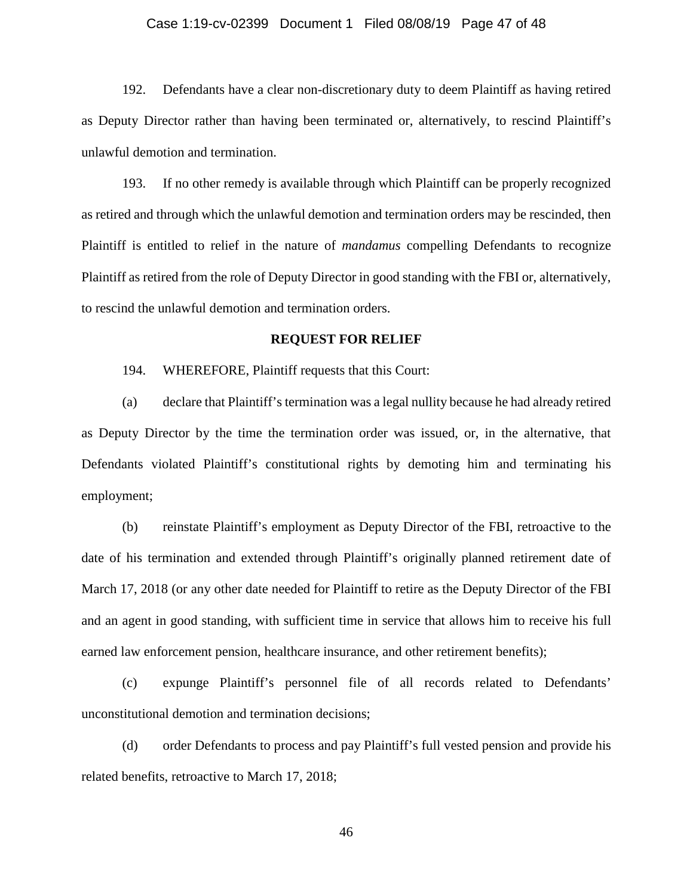192. Defendants have a clear non-discretionary duty to deem Plaintiff as having retired as Deputy Director rather than having been terminated or, alternatively, to rescind Plaintiff's unlawful demotion and termination.

193. If no other remedy is available through which Plaintiff can be properly recognized as retired and through which the unlawful demotion and termination orders may be rescinded, then Plaintiff is entitled to relief in the nature of *mandamus* compelling Defendants to recognize Plaintiff as retired from the role of Deputy Director in good standing with the FBI or, alternatively, to rescind the unlawful demotion and termination orders.

**REQUEST FOR RELIEF**

194. WHEREFORE, Plaintiff requests that this Court:

(a) declare that Plaintiff's termination was a legal nullity because he had already retired as Deputy Director by the time the termination order was issued, or, in the alternative, that Defendants violated Plaintiff's constitutional rights by demoting him and terminating his employment;

(b) reinstate Plaintiff's employment as Deputy Director of the FBI, retroactive to the date of his termination and extended through Plaintiff's originally planned retirement date of March 17, 2018 (or any other date needed for Plaintiff to retire as the Deputy Director of the FBI and an agent in good standing, with sufficient time in service that allows him to receive his full earned law enforcement pension, healthcare insurance, and other retirement benefits);

(c) expunge Plaintiff's personnel file of all records related to Defendants' unconstitutional demotion and termination decisions;

(d) order Defendants to process and pay Plaintiff's full vested pension and provide his related benefits, retroactive to March 17, 2018;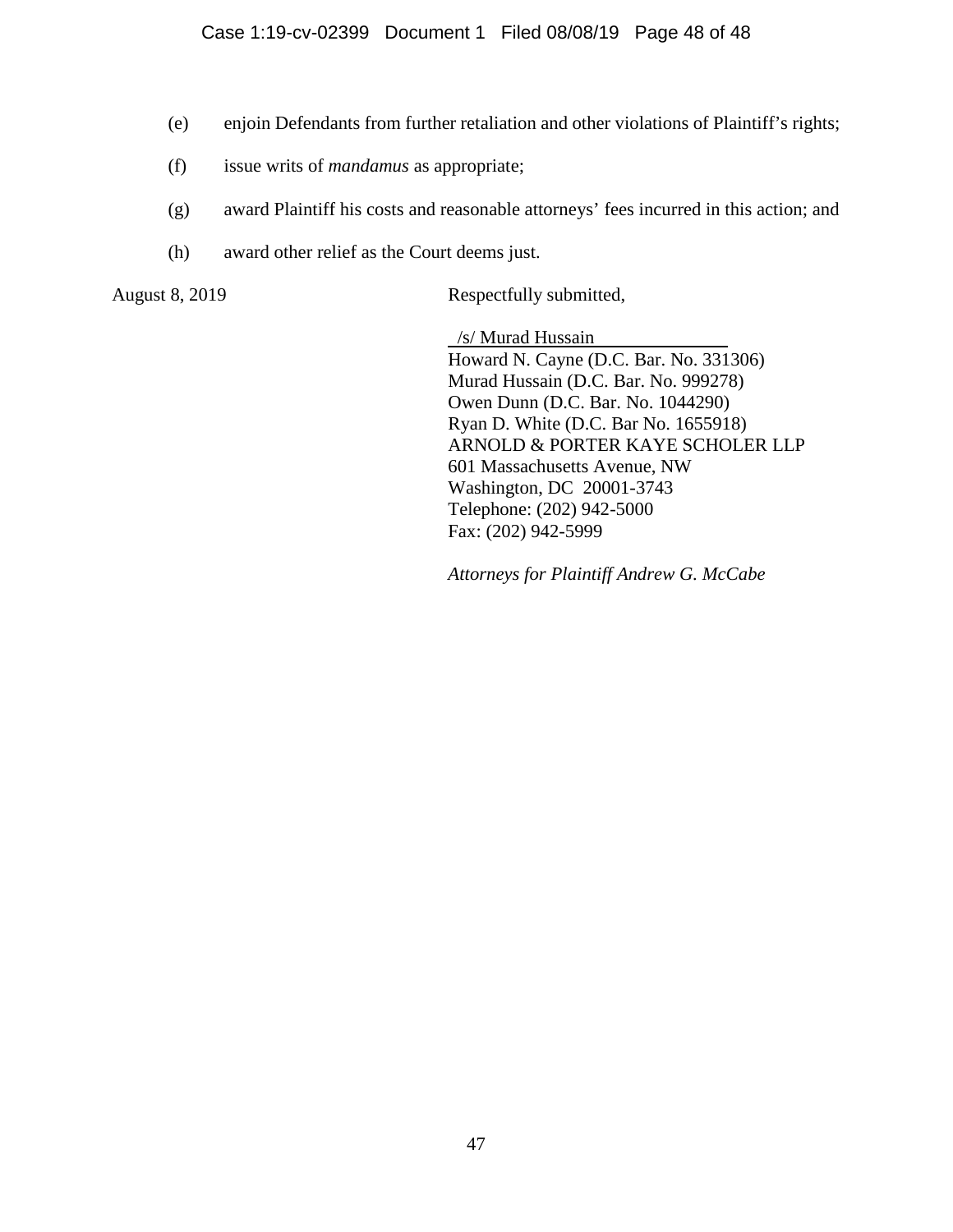(e) enjoin Defendants from further retaliation and other violations of Plaintiff's rights;

(f) issue writs of *mandamus* as appropriate;

(g) award Plaintiff his costs and reasonable attorneys' fees incurred in this action; and

(h) award other relief as the Court deems just.

August 8, 2019

Respectfully submitted,

/s/ Murad Hussain
Howard N. Cayne (D.C. Bar. No. 331306)
Murad Hussain (D.C. Bar. No. 999278)
Owen Dunn (D.C. Bar. No. 1044290)
Ryan D. White (D.C. Bar No. 1655918)
ARNOLD & PORTER KAYE SCHOLER LLP
601 Massachusetts Avenue, NW
Washington, DC 20001-3743
Telephone: (202) 942-5000
Fax: (202) 942-5999

*Attorneys for Plaintiff Andrew G. McCabe*